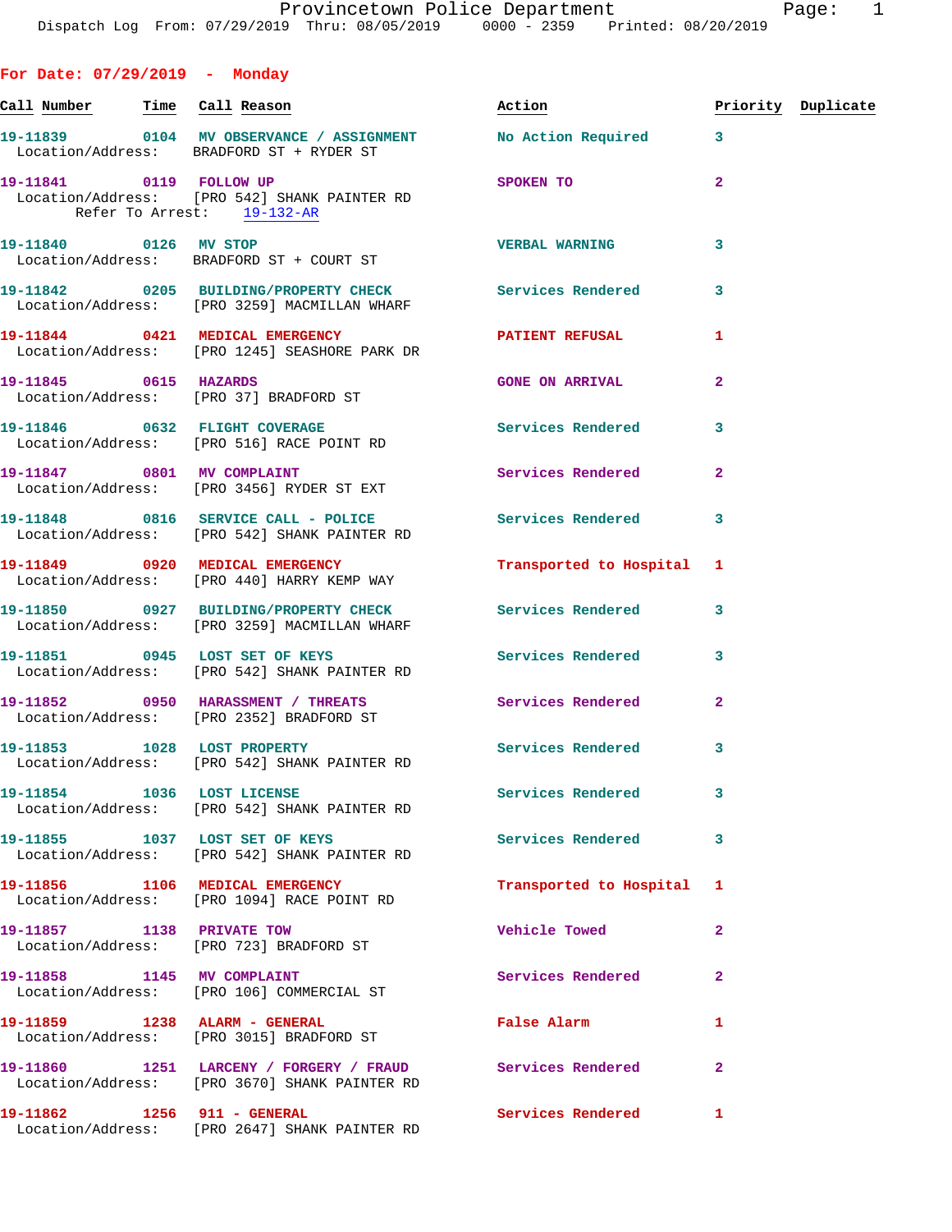Provincetown Police Department
Dispatch Log From: 07/29/2019 Thru: 08/05/2019 0000 - 2359 Printed: 08/20/2019

## For Date: 07/29/2019 - Monday

| Call Number | Time | Call Reason | Action | Priority | Duplicate |
|---|---|---|---|---|---|
| 19-11839 | 0104 | MV OBSERVANCE / ASSIGNMENT | No Action Required | 3 | |
| Location/Address: BRADFORD ST + RYDER ST | | | | | |
| 19-11841 | 0119 | FOLLOW UP | SPOKEN TO | 2 | |
| Location/Address: [PRO 542] SHANK PAINTER RD | | | | | |
| Refer To Arrest: 19-132-AR | | | | | |
| 19-11840 | 0126 | MV STOP | VERBAL WARNING | 3 | |
| Location/Address: BRADFORD ST + COURT ST | | | | | |
| 19-11842 | 0205 | BUILDING/PROPERTY CHECK | Services Rendered | 3 | |
| Location/Address: [PRO 3259] MACMILLAN WHARF | | | | | |
| 19-11844 | 0421 | MEDICAL EMERGENCY | PATIENT REFUSAL | 1 | |
| Location/Address: [PRO 1245] SEASHORE PARK DR | | | | | |
| 19-11845 | 0615 | HAZARDS | GONE ON ARRIVAL | 2 | |
| Location/Address: [PRO 37] BRADFORD ST | | | | | |
| 19-11846 | 0632 | FLIGHT COVERAGE | Services Rendered | 3 | |
| Location/Address: [PRO 516] RACE POINT RD | | | | | |
| 19-11847 | 0801 | MV COMPLAINT | Services Rendered | 2 | |
| Location/Address: [PRO 3456] RYDER ST EXT | | | | | |
| 19-11848 | 0816 | SERVICE CALL - POLICE | Services Rendered | 3 | |
| Location/Address: [PRO 542] SHANK PAINTER RD | | | | | |
| 19-11849 | 0920 | MEDICAL EMERGENCY | Transported to Hospital | 1 | |
| Location/Address: [PRO 440] HARRY KEMP WAY | | | | | |
| 19-11850 | 0927 | BUILDING/PROPERTY CHECK | Services Rendered | 3 | |
| Location/Address: [PRO 3259] MACMILLAN WHARF | | | | | |
| 19-11851 | 0945 | LOST SET OF KEYS | Services Rendered | 3 | |
| Location/Address: [PRO 542] SHANK PAINTER RD | | | | | |
| 19-11852 | 0950 | HARASSMENT / THREATS | Services Rendered | 2 | |
| Location/Address: [PRO 2352] BRADFORD ST | | | | | |
| 19-11853 | 1028 | LOST PROPERTY | Services Rendered | 3 | |
| Location/Address: [PRO 542] SHANK PAINTER RD | | | | | |
| 19-11854 | 1036 | LOST LICENSE | Services Rendered | 3 | |
| Location/Address: [PRO 542] SHANK PAINTER RD | | | | | |
| 19-11855 | 1037 | LOST SET OF KEYS | Services Rendered | 3 | |
| Location/Address: [PRO 542] SHANK PAINTER RD | | | | | |
| 19-11856 | 1106 | MEDICAL EMERGENCY | Transported to Hospital | 1 | |
| Location/Address: [PRO 1094] RACE POINT RD | | | | | |
| 19-11857 | 1138 | PRIVATE TOW | Vehicle Towed | 2 | |
| Location/Address: [PRO 723] BRADFORD ST | | | | | |
| 19-11858 | 1145 | MV COMPLAINT | Services Rendered | 2 | |
| Location/Address: [PRO 106] COMMERCIAL ST | | | | | |
| 19-11859 | 1238 | ALARM - GENERAL | False Alarm | 1 | |
| Location/Address: [PRO 3015] BRADFORD ST | | | | | |
| 19-11860 | 1251 | LARCENY / FORGERY / FRAUD | Services Rendered | 2 | |
| Location/Address: [PRO 3670] SHANK PAINTER RD | | | | | |
| 19-11862 | 1256 | 911 - GENERAL | Services Rendered | 1 | |
| Location/Address: [PRO 2647] SHANK PAINTER RD | | | | | |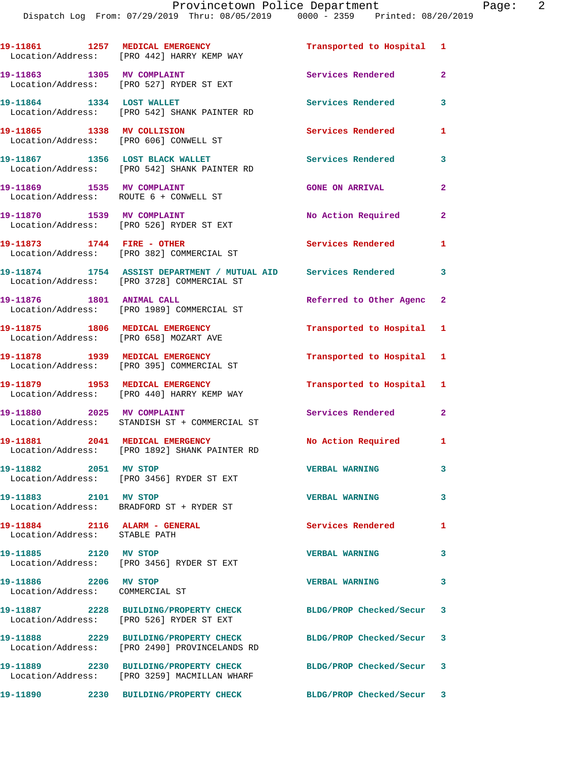19-11861 1257 MEDICAL EMERGENCY Transported to Hospital 1
Location/Address: [PRO 442] HARRY KEMP WAY

19-11863 1305 MV COMPLAINT Services Rendered 2
Location/Address: [PRO 527] RYDER ST EXT

19-11864 1334 LOST WALLET Services Rendered 3
Location/Address: [PRO 542] SHANK PAINTER RD

19-11865 1338 MV COLLISION Services Rendered 1
Location/Address: [PRO 606] CONWELL ST

19-11867 1356 LOST BLACK WALLET Services Rendered 3
Location/Address: [PRO 542] SHANK PAINTER RD

19-11869 1535 MV COMPLAINT GONE ON ARRIVAL 2
Location/Address: ROUTE 6 + CONWELL ST

19-11870 1539 MV COMPLAINT No Action Required 2
Location/Address: [PRO 526] RYDER ST EXT

19-11873 1744 FIRE - OTHER Services Rendered 1
Location/Address: [PRO 382] COMMERCIAL ST

19-11874 1754 ASSIST DEPARTMENT / MUTUAL AID Services Rendered 3
Location/Address: [PRO 3728] COMMERCIAL ST

19-11876 1801 ANIMAL CALL Referred to Other Agenc 2
Location/Address: [PRO 1989] COMMERCIAL ST

19-11875 1806 MEDICAL EMERGENCY Transported to Hospital 1
Location/Address: [PRO 658] MOZART AVE

19-11878 1939 MEDICAL EMERGENCY Transported to Hospital 1
Location/Address: [PRO 395] COMMERCIAL ST

19-11879 1953 MEDICAL EMERGENCY Transported to Hospital 1
Location/Address: [PRO 440] HARRY KEMP WAY

19-11880 2025 MV COMPLAINT Services Rendered 2
Location/Address: STANDISH ST + COMMERCIAL ST

19-11881 2041 MEDICAL EMERGENCY No Action Required 1
Location/Address: [PRO 1892] SHANK PAINTER RD

19-11882 2051 MV STOP VERBAL WARNING 3
Location/Address: [PRO 3456] RYDER ST EXT

19-11883 2101 MV STOP VERBAL WARNING 3
Location/Address: BRADFORD ST + RYDER ST

19-11884 2116 ALARM - GENERAL Services Rendered 1
Location/Address: STABLE PATH

19-11885 2120 MV STOP VERBAL WARNING 3
Location/Address: [PRO 3456] RYDER ST EXT

19-11886 2206 MV STOP VERBAL WARNING 3
Location/Address: COMMERCIAL ST

19-11887 2228 BUILDING/PROPERTY CHECK BLDG/PROP Checked/Secur 3
Location/Address: [PRO 526] RYDER ST EXT

19-11888 2229 BUILDING/PROPERTY CHECK BLDG/PROP Checked/Secur 3
Location/Address: [PRO 2490] PROVINCELANDS RD

19-11889 2230 BUILDING/PROPERTY CHECK BLDG/PROP Checked/Secur 3
Location/Address: [PRO 3259] MACMILLAN WHARF

19-11890 2230 BUILDING/PROPERTY CHECK BLDG/PROP Checked/Secur 3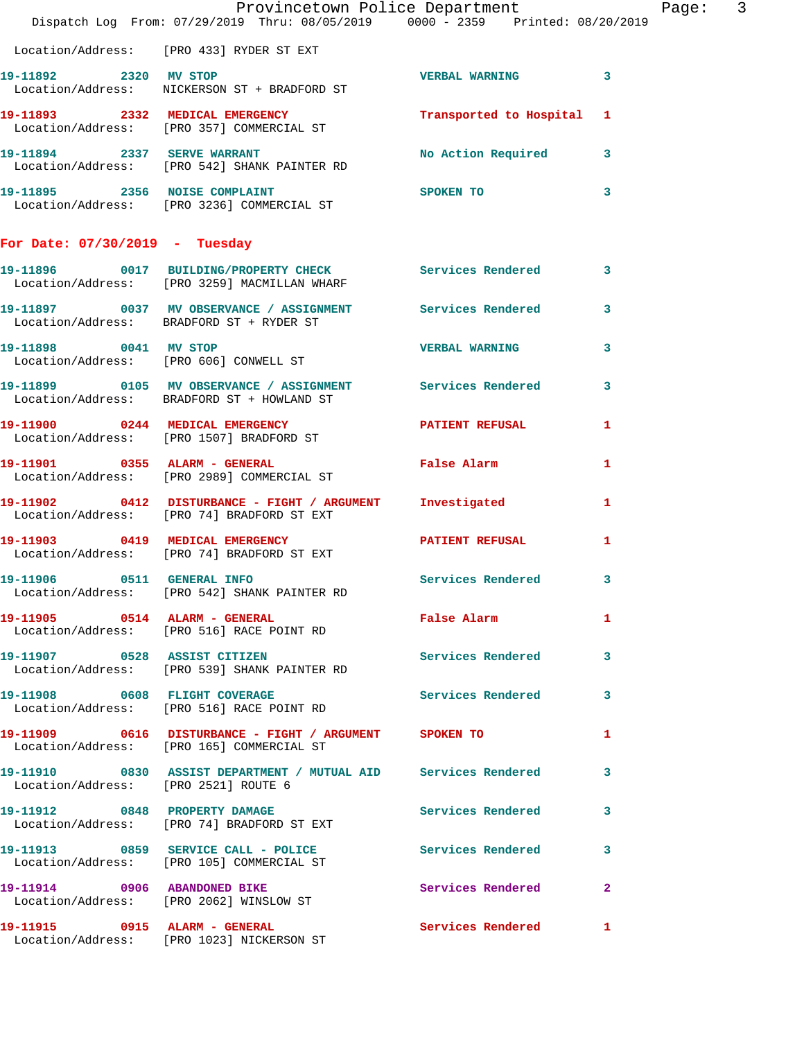Location/Address: [PRO 433] RYDER ST EXT

**19-11892 2320 MV STOP** VERBAL WARNING 3
Location/Address: NICKERSON ST + BRADFORD ST

**19-11893 2332 MEDICAL EMERGENCY** Transported to Hospital 1
Location/Address: [PRO 357] COMMERCIAL ST

**19-11894 2337 SERVE WARRANT** No Action Required 3
Location/Address: [PRO 542] SHANK PAINTER RD

**19-11895 2356 NOISE COMPLAINT** SPOKEN TO 3
Location/Address: [PRO 3236] COMMERCIAL ST

## For Date: 07/30/2019 - Tuesday

**19-11896 0017 BUILDING/PROPERTY CHECK** Services Rendered 3
Location/Address: [PRO 3259] MACMILLAN WHARF

**19-11897 0037 MV OBSERVANCE / ASSIGNMENT** Services Rendered 3
Location/Address: BRADFORD ST + RYDER ST

**19-11898 0041 MV STOP** VERBAL WARNING 3
Location/Address: [PRO 606] CONWELL ST

**19-11899 0105 MV OBSERVANCE / ASSIGNMENT** Services Rendered 3
Location/Address: BRADFORD ST + HOWLAND ST

**19-11900 0244 MEDICAL EMERGENCY** PATIENT REFUSAL 1
Location/Address: [PRO 1507] BRADFORD ST

**19-11901 0355 ALARM - GENERAL** False Alarm 1
Location/Address: [PRO 2989] COMMERCIAL ST

**19-11902 0412 DISTURBANCE - FIGHT / ARGUMENT** Investigated 1
Location/Address: [PRO 74] BRADFORD ST EXT

**19-11903 0419 MEDICAL EMERGENCY** PATIENT REFUSAL 1
Location/Address: [PRO 74] BRADFORD ST EXT

**19-11906 0511 GENERAL INFO** Services Rendered 3
Location/Address: [PRO 542] SHANK PAINTER RD

**19-11905 0514 ALARM - GENERAL** False Alarm 1
Location/Address: [PRO 516] RACE POINT RD

**19-11907 0528 ASSIST CITIZEN** Services Rendered 3
Location/Address: [PRO 539] SHANK PAINTER RD

**19-11908 0608 FLIGHT COVERAGE** Services Rendered 3
Location/Address: [PRO 516] RACE POINT RD

**19-11909 0616 DISTURBANCE - FIGHT / ARGUMENT** SPOKEN TO 1
Location/Address: [PRO 165] COMMERCIAL ST

**19-11910 0830 ASSIST DEPARTMENT / MUTUAL AID** Services Rendered 3
Location/Address: [PRO 2521] ROUTE 6

**19-11912 0848 PROPERTY DAMAGE** Services Rendered 3
Location/Address: [PRO 74] BRADFORD ST EXT

**19-11913 0859 SERVICE CALL - POLICE** Services Rendered 3
Location/Address: [PRO 105] COMMERCIAL ST

**19-11914 0906 ABANDONED BIKE** Services Rendered 2
Location/Address: [PRO 2062] WINSLOW ST

**19-11915 0915 ALARM - GENERAL** Services Rendered 1
Location/Address: [PRO 1023] NICKERSON ST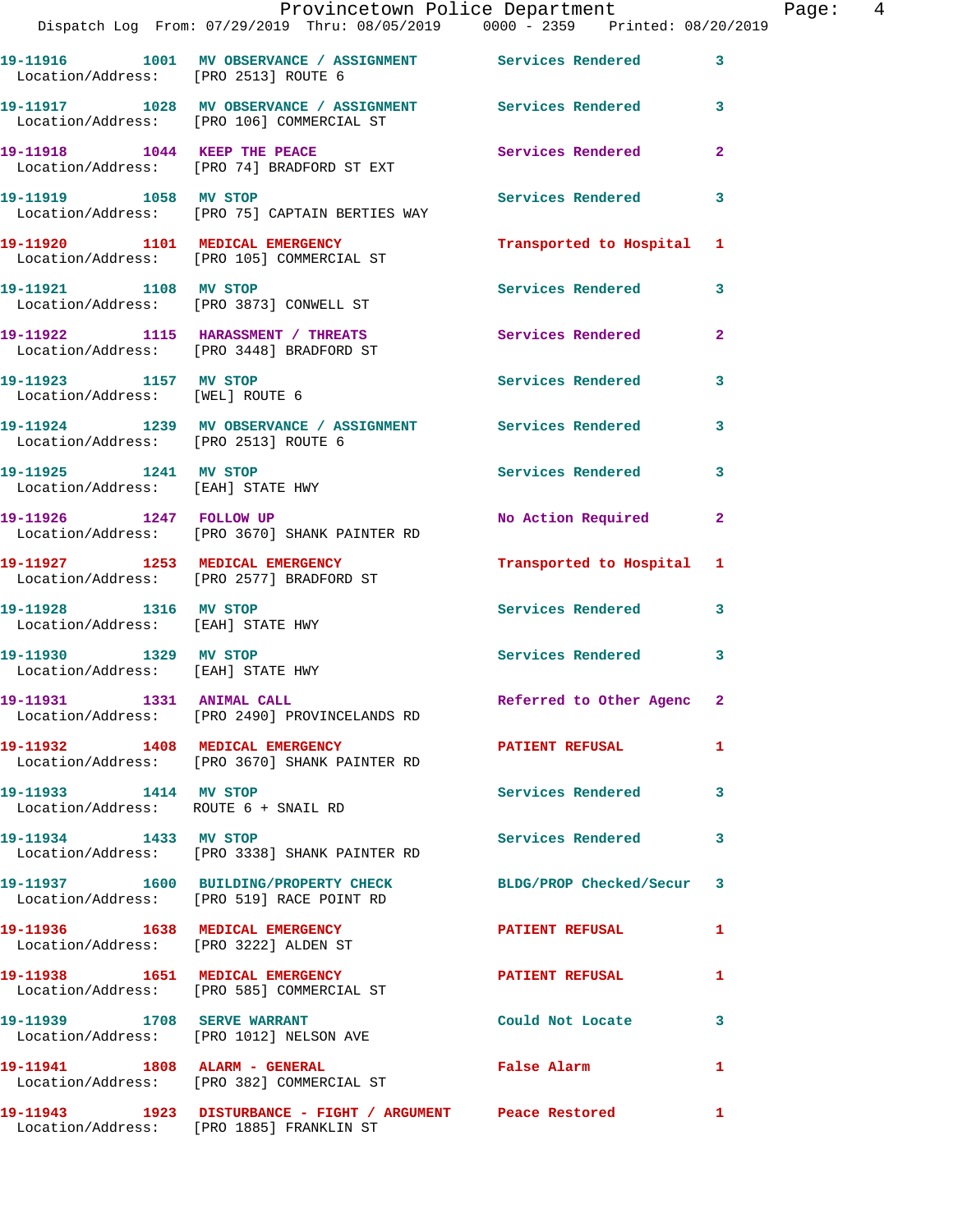19-11916 1001 MV OBSERVANCE / ASSIGNMENT Services Rendered 3
Location/Address: [PRO 2513] ROUTE 6

19-11917 1028 MV OBSERVANCE / ASSIGNMENT Services Rendered 3
Location/Address: [PRO 106] COMMERCIAL ST

19-11918 1044 KEEP THE PEACE Services Rendered 2
Location/Address: [PRO 74] BRADFORD ST EXT

19-11919 1058 MV STOP Services Rendered 3
Location/Address: [PRO 75] CAPTAIN BERTIES WAY

19-11920 1101 MEDICAL EMERGENCY Transported to Hospital 1
Location/Address: [PRO 105] COMMERCIAL ST

19-11921 1108 MV STOP Services Rendered 3
Location/Address: [PRO 3873] CONWELL ST

19-11922 1115 HARASSMENT / THREATS Services Rendered 2
Location/Address: [PRO 3448] BRADFORD ST

19-11923 1157 MV STOP Services Rendered 3
Location/Address: [WEL] ROUTE 6

19-11924 1239 MV OBSERVANCE / ASSIGNMENT Services Rendered 3
Location/Address: [PRO 2513] ROUTE 6

19-11925 1241 MV STOP Services Rendered 3
Location/Address: [EAH] STATE HWY

19-11926 1247 FOLLOW UP No Action Required 2
Location/Address: [PRO 3670] SHANK PAINTER RD

19-11927 1253 MEDICAL EMERGENCY Transported to Hospital 1
Location/Address: [PRO 2577] BRADFORD ST

19-11928 1316 MV STOP Services Rendered 3
Location/Address: [EAH] STATE HWY

19-11930 1329 MV STOP Services Rendered 3
Location/Address: [EAH] STATE HWY

19-11931 1331 ANIMAL CALL Referred to Other Agenc 2
Location/Address: [PRO 2490] PROVINCELANDS RD

19-11932 1408 MEDICAL EMERGENCY PATIENT REFUSAL 1
Location/Address: [PRO 3670] SHANK PAINTER RD

19-11933 1414 MV STOP Services Rendered 3
Location/Address: ROUTE 6 + SNAIL RD

19-11934 1433 MV STOP Services Rendered 3
Location/Address: [PRO 3338] SHANK PAINTER RD

19-11937 1600 BUILDING/PROPERTY CHECK BLDG/PROP Checked/Secur 3
Location/Address: [PRO 519] RACE POINT RD

19-11936 1638 MEDICAL EMERGENCY PATIENT REFUSAL 1
Location/Address: [PRO 3222] ALDEN ST

19-11938 1651 MEDICAL EMERGENCY PATIENT REFUSAL 1
Location/Address: [PRO 585] COMMERCIAL ST

19-11939 1708 SERVE WARRANT Could Not Locate 3
Location/Address: [PRO 1012] NELSON AVE

19-11941 1808 ALARM - GENERAL False Alarm 1
Location/Address: [PRO 382] COMMERCIAL ST

19-11943 1923 DISTURBANCE - FIGHT / ARGUMENT Peace Restored 1
Location/Address: [PRO 1885] FRANKLIN ST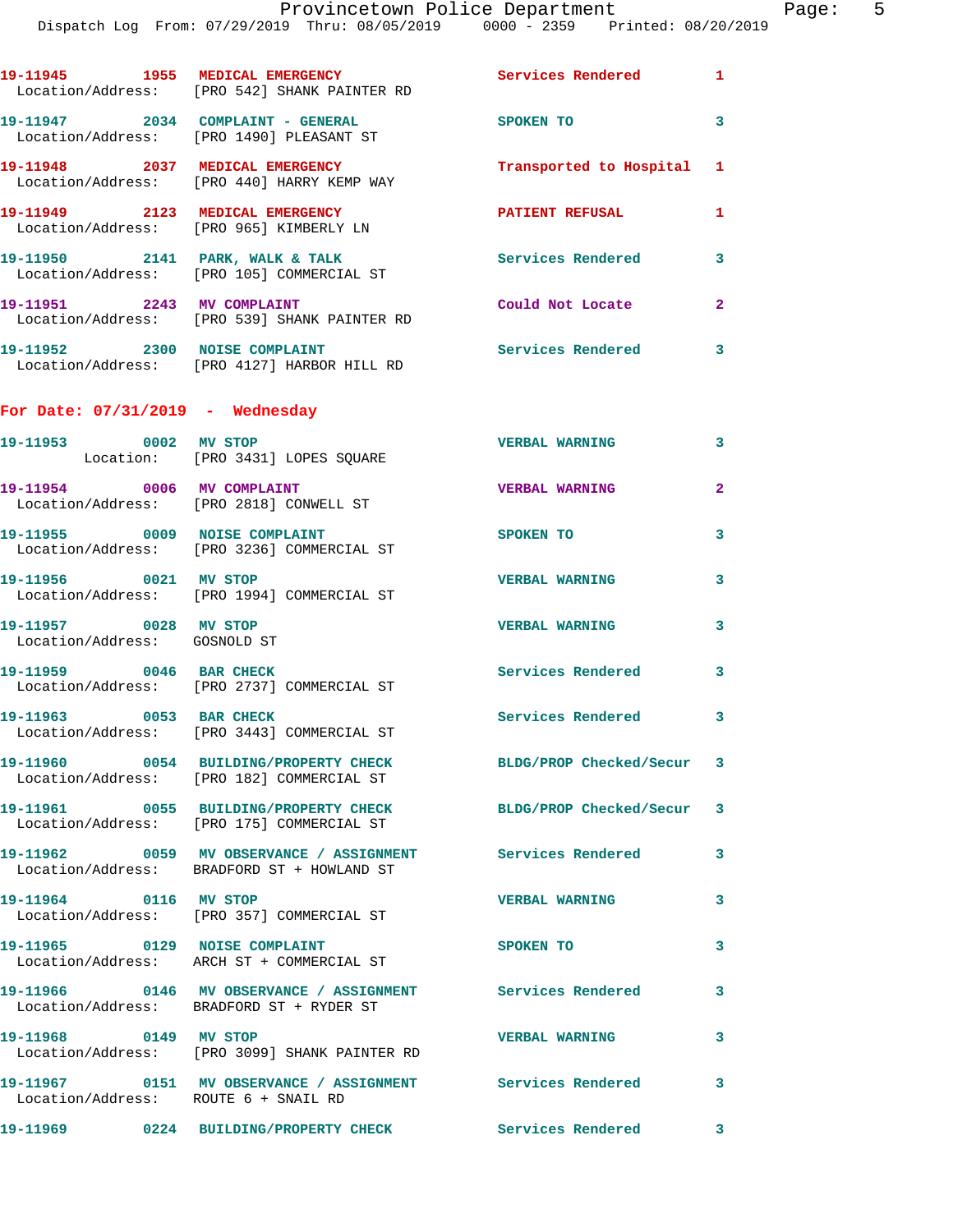19-11945 1955 MEDICAL EMERGENCY Services Rendered 1
Location/Address: [PRO 542] SHANK PAINTER RD

19-11947 2034 COMPLAINT - GENERAL SPOKEN TO 3
Location/Address: [PRO 1490] PLEASANT ST

19-11948 2037 MEDICAL EMERGENCY Transported to Hospital 1
Location/Address: [PRO 440] HARRY KEMP WAY

19-11949 2123 MEDICAL EMERGENCY PATIENT REFUSAL 1
Location/Address: [PRO 965] KIMBERLY LN

19-11950 2141 PARK, WALK & TALK Services Rendered 3
Location/Address: [PRO 105] COMMERCIAL ST

19-11951 2243 MV COMPLAINT Could Not Locate 2
Location/Address: [PRO 539] SHANK PAINTER RD

19-11952 2300 NOISE COMPLAINT Services Rendered 3
Location/Address: [PRO 4127] HARBOR HILL RD

## For Date: 07/31/2019 - Wednesday

19-11953 0002 MV STOP VERBAL WARNING 3
Location: [PRO 3431] LOPES SQUARE

19-11954 0006 MV COMPLAINT VERBAL WARNING 2
Location/Address: [PRO 2818] CONWELL ST

19-11955 0009 NOISE COMPLAINT SPOKEN TO 3
Location/Address: [PRO 3236] COMMERCIAL ST

19-11956 0021 MV STOP VERBAL WARNING 3
Location/Address: [PRO 1994] COMMERCIAL ST

19-11957 0028 MV STOP VERBAL WARNING 3
Location/Address: GOSNOLD ST

19-11959 0046 BAR CHECK Services Rendered 3
Location/Address: [PRO 2737] COMMERCIAL ST

19-11963 0053 BAR CHECK Services Rendered 3
Location/Address: [PRO 3443] COMMERCIAL ST

19-11960 0054 BUILDING/PROPERTY CHECK BLDG/PROP Checked/Secur 3
Location/Address: [PRO 182] COMMERCIAL ST

19-11961 0055 BUILDING/PROPERTY CHECK BLDG/PROP Checked/Secur 3
Location/Address: [PRO 175] COMMERCIAL ST

19-11962 0059 MV OBSERVANCE / ASSIGNMENT Services Rendered 3
Location/Address: BRADFORD ST + HOWLAND ST

19-11964 0116 MV STOP VERBAL WARNING 3
Location/Address: [PRO 357] COMMERCIAL ST

19-11965 0129 NOISE COMPLAINT SPOKEN TO 3
Location/Address: ARCH ST + COMMERCIAL ST

19-11966 0146 MV OBSERVANCE / ASSIGNMENT Services Rendered 3
Location/Address: BRADFORD ST + RYDER ST

19-11968 0149 MV STOP VERBAL WARNING 3
Location/Address: [PRO 3099] SHANK PAINTER RD

19-11967 0151 MV OBSERVANCE / ASSIGNMENT Services Rendered 3
Location/Address: ROUTE 6 + SNAIL RD

19-11969 0224 BUILDING/PROPERTY CHECK Services Rendered 3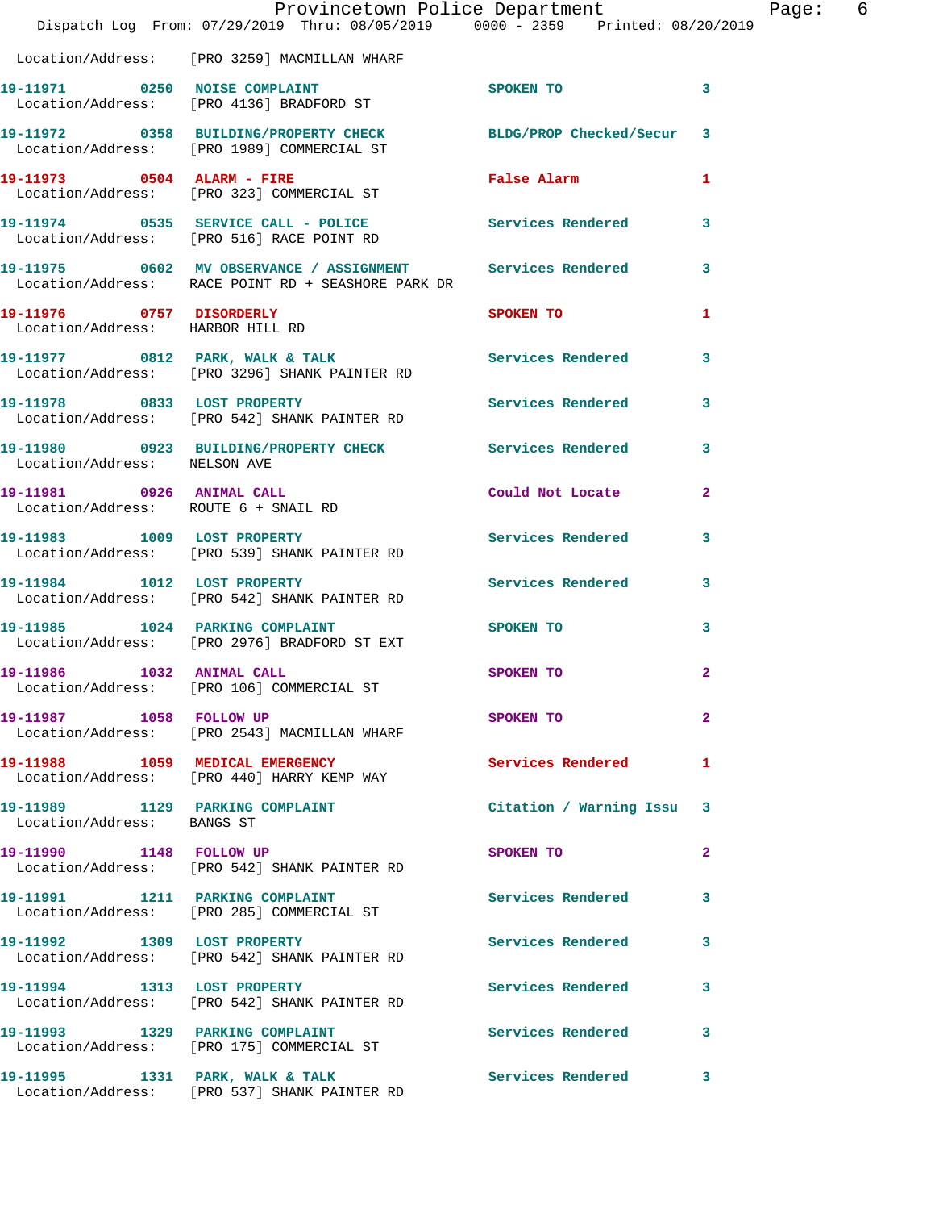Location/Address: [PRO 3259] MACMILLAN WHARF

| Call # | Time | Call Type | Disposition | Priority |
|---|---|---|---|---|
| 19-11971 | 0250 | NOISE COMPLAINT | SPOKEN TO | 3 |
| Location/Address: | | [PRO 4136] BRADFORD ST | | |
| 19-11972 | 0358 | BUILDING/PROPERTY CHECK | BLDG/PROP Checked/Secur | 3 |
| Location/Address: | | [PRO 1989] COMMERCIAL ST | | |
| 19-11973 | 0504 | ALARM - FIRE | False Alarm | 1 |
| Location/Address: | | [PRO 323] COMMERCIAL ST | | |
| 19-11974 | 0535 | SERVICE CALL - POLICE | Services Rendered | 3 |
| Location/Address: | | [PRO 516] RACE POINT RD | | |
| 19-11975 | 0602 | MV OBSERVANCE / ASSIGNMENT | Services Rendered | 3 |
| Location/Address: | | RACE POINT RD + SEASHORE PARK DR | | |
| 19-11976 | 0757 | DISORDERLY | SPOKEN TO | 1 |
| Location/Address: | | HARBOR HILL RD | | |
| 19-11977 | 0812 | PARK, WALK & TALK | Services Rendered | 3 |
| Location/Address: | | [PRO 3296] SHANK PAINTER RD | | |
| 19-11978 | 0833 | LOST PROPERTY | Services Rendered | 3 |
| Location/Address: | | [PRO 542] SHANK PAINTER RD | | |
| 19-11980 | 0923 | BUILDING/PROPERTY CHECK | Services Rendered | 3 |
| Location/Address: | | NELSON AVE | | |
| 19-11981 | 0926 | ANIMAL CALL | Could Not Locate | 2 |
| Location/Address: | | ROUTE 6 + SNAIL RD | | |
| 19-11983 | 1009 | LOST PROPERTY | Services Rendered | 3 |
| Location/Address: | | [PRO 539] SHANK PAINTER RD | | |
| 19-11984 | 1012 | LOST PROPERTY | Services Rendered | 3 |
| Location/Address: | | [PRO 542] SHANK PAINTER RD | | |
| 19-11985 | 1024 | PARKING COMPLAINT | SPOKEN TO | 3 |
| Location/Address: | | [PRO 2976] BRADFORD ST EXT | | |
| 19-11986 | 1032 | ANIMAL CALL | SPOKEN TO | 2 |
| Location/Address: | | [PRO 106] COMMERCIAL ST | | |
| 19-11987 | 1058 | FOLLOW UP | SPOKEN TO | 2 |
| Location/Address: | | [PRO 2543] MACMILLAN WHARF | | |
| 19-11988 | 1059 | MEDICAL EMERGENCY | Services Rendered | 1 |
| Location/Address: | | [PRO 440] HARRY KEMP WAY | | |
| 19-11989 | 1129 | PARKING COMPLAINT | Citation / Warning Issu | 3 |
| Location/Address: | | BANGS ST | | |
| 19-11990 | 1148 | FOLLOW UP | SPOKEN TO | 2 |
| Location/Address: | | [PRO 542] SHANK PAINTER RD | | |
| 19-11991 | 1211 | PARKING COMPLAINT | Services Rendered | 3 |
| Location/Address: | | [PRO 285] COMMERCIAL ST | | |
| 19-11992 | 1309 | LOST PROPERTY | Services Rendered | 3 |
| Location/Address: | | [PRO 542] SHANK PAINTER RD | | |
| 19-11994 | 1313 | LOST PROPERTY | Services Rendered | 3 |
| Location/Address: | | [PRO 542] SHANK PAINTER RD | | |
| 19-11993 | 1329 | PARKING COMPLAINT | Services Rendered | 3 |
| Location/Address: | | [PRO 175] COMMERCIAL ST | | |
| 19-11995 | 1331 | PARK, WALK & TALK | Services Rendered | 3 |
| Location/Address: | | [PRO 537] SHANK PAINTER RD | | |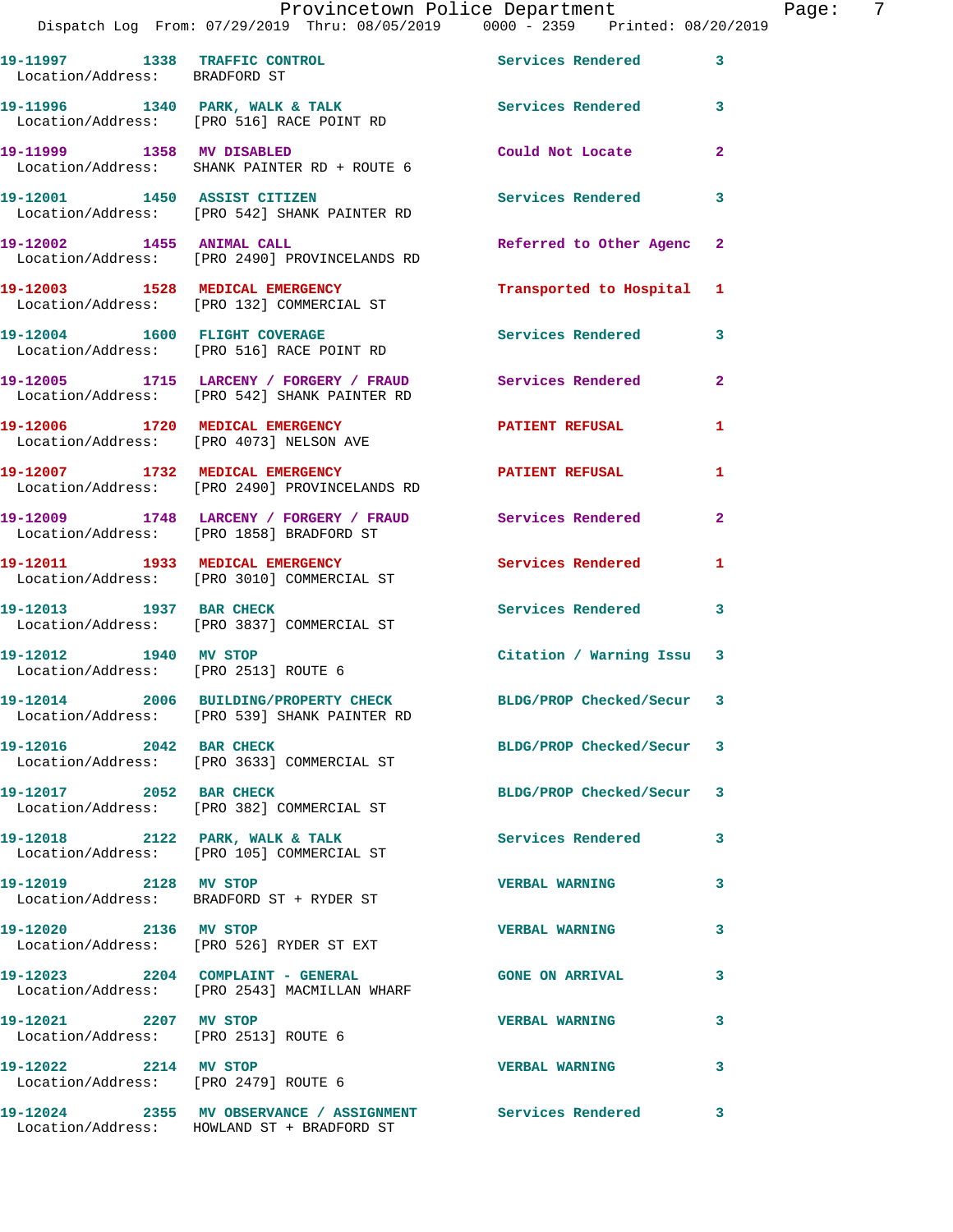| Call Number | Time | Call Reason | Action | Priority |
|---|---|---|---|---|
| 19-11997 | 1338 | TRAFFIC CONTROL | Services Rendered | 3 |
| Location/Address: | | BRADFORD ST | | |
| 19-11996 | 1340 | PARK, WALK & TALK | Services Rendered | 3 |
| Location/Address: | | [PRO 516] RACE POINT RD | | |
| 19-11999 | 1358 | MV DISABLED | Could Not Locate | 2 |
| Location/Address: | | SHANK PAINTER RD + ROUTE 6 | | |
| 19-12001 | 1450 | ASSIST CITIZEN | Services Rendered | 3 |
| Location/Address: | | [PRO 542] SHANK PAINTER RD | | |
| 19-12002 | 1455 | ANIMAL CALL | Referred to Other Agenc | 2 |
| Location/Address: | | [PRO 2490] PROVINCELANDS RD | | |
| 19-12003 | 1528 | MEDICAL EMERGENCY | Transported to Hospital | 1 |
| Location/Address: | | [PRO 132] COMMERCIAL ST | | |
| 19-12004 | 1600 | FLIGHT COVERAGE | Services Rendered | 3 |
| Location/Address: | | [PRO 516] RACE POINT RD | | |
| 19-12005 | 1715 | LARCENY / FORGERY / FRAUD | Services Rendered | 2 |
| Location/Address: | | [PRO 542] SHANK PAINTER RD | | |
| 19-12006 | 1720 | MEDICAL EMERGENCY | PATIENT REFUSAL | 1 |
| Location/Address: | | [PRO 4073] NELSON AVE | | |
| 19-12007 | 1732 | MEDICAL EMERGENCY | PATIENT REFUSAL | 1 |
| Location/Address: | | [PRO 2490] PROVINCELANDS RD | | |
| 19-12009 | 1748 | LARCENY / FORGERY / FRAUD | Services Rendered | 2 |
| Location/Address: | | [PRO 1858] BRADFORD ST | | |
| 19-12011 | 1933 | MEDICAL EMERGENCY | Services Rendered | 1 |
| Location/Address: | | [PRO 3010] COMMERCIAL ST | | |
| 19-12013 | 1937 | BAR CHECK | Services Rendered | 3 |
| Location/Address: | | [PRO 3837] COMMERCIAL ST | | |
| 19-12012 | 1940 | MV STOP | Citation / Warning Issu | 3 |
| Location/Address: | | [PRO 2513] ROUTE 6 | | |
| 19-12014 | 2006 | BUILDING/PROPERTY CHECK | BLDG/PROP Checked/Secur | 3 |
| Location/Address: | | [PRO 539] SHANK PAINTER RD | | |
| 19-12016 | 2042 | BAR CHECK | BLDG/PROP Checked/Secur | 3 |
| Location/Address: | | [PRO 3633] COMMERCIAL ST | | |
| 19-12017 | 2052 | BAR CHECK | BLDG/PROP Checked/Secur | 3 |
| Location/Address: | | [PRO 382] COMMERCIAL ST | | |
| 19-12018 | 2122 | PARK, WALK & TALK | Services Rendered | 3 |
| Location/Address: | | [PRO 105] COMMERCIAL ST | | |
| 19-12019 | 2128 | MV STOP | VERBAL WARNING | 3 |
| Location/Address: | | BRADFORD ST + RYDER ST | | |
| 19-12020 | 2136 | MV STOP | VERBAL WARNING | 3 |
| Location/Address: | | [PRO 526] RYDER ST EXT | | |
| 19-12023 | 2204 | COMPLAINT - GENERAL | GONE ON ARRIVAL | 3 |
| Location/Address: | | [PRO 2543] MACMILLAN WHARF | | |
| 19-12021 | 2207 | MV STOP | VERBAL WARNING | 3 |
| Location/Address: | | [PRO 2513] ROUTE 6 | | |
| 19-12022 | 2214 | MV STOP | VERBAL WARNING | 3 |
| Location/Address: | | [PRO 2479] ROUTE 6 | | |
| 19-12024 | 2355 | MV OBSERVANCE / ASSIGNMENT | Services Rendered | 3 |
| Location/Address: | | HOWLAND ST + BRADFORD ST | | |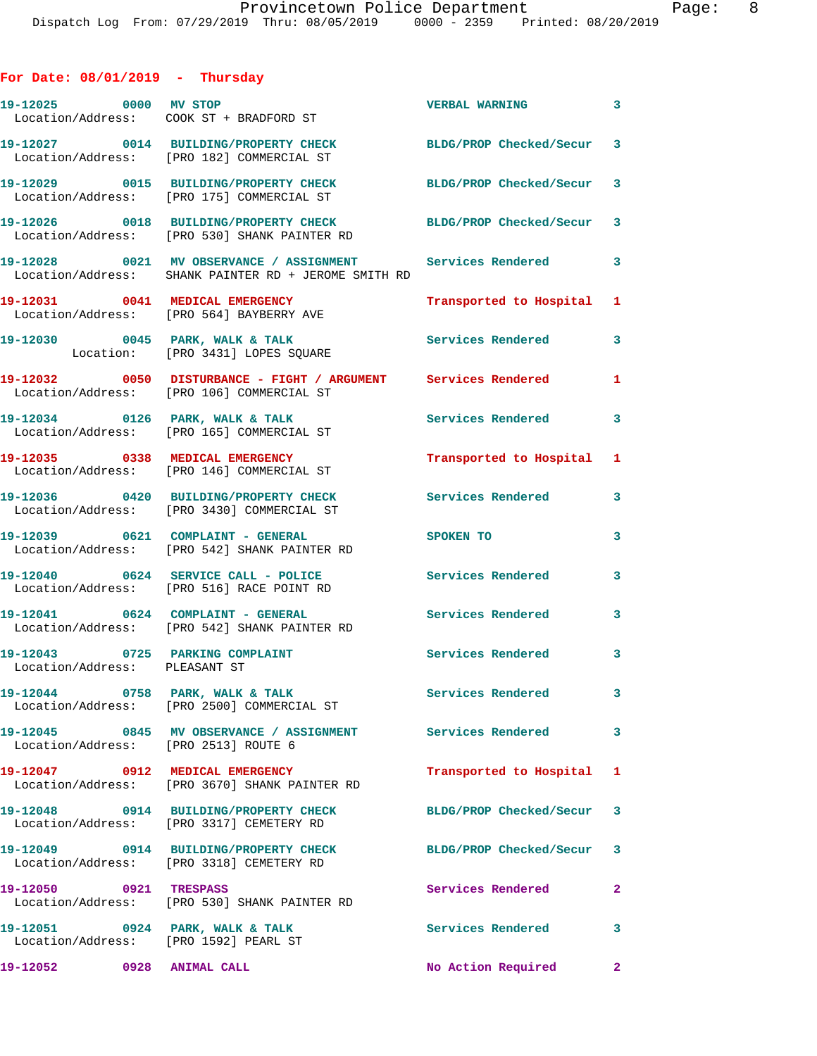## For Date: 08/01/2019 - Thursday

```
19-12025        0000   MV STOP                          VERBAL WARNING            3
  Location/Address:    COOK ST + BRADFORD ST

19-12027        0014   BUILDING/PROPERTY CHECK          BLDG/PROP Checked/Secur   3
  Location/Address:    [PRO 182] COMMERCIAL ST

19-12029        0015   BUILDING/PROPERTY CHECK          BLDG/PROP Checked/Secur   3
  Location/Address:    [PRO 175] COMMERCIAL ST

19-12026        0018   BUILDING/PROPERTY CHECK          BLDG/PROP Checked/Secur   3
  Location/Address:    [PRO 530] SHANK PAINTER RD

19-12028        0021   MV OBSERVANCE / ASSIGNMENT       Services Rendered         3
  Location/Address:    SHANK PAINTER RD + JEROME SMITH RD

19-12031        0041   MEDICAL EMERGENCY                Transported to Hospital   1
  Location/Address:    [PRO 564] BAYBERRY AVE

19-12030        0045   PARK, WALK & TALK                Services Rendered         3
           Location:   [PRO 3431] LOPES SQUARE

19-12032        0050   DISTURBANCE - FIGHT / ARGUMENT   Services Rendered         1
  Location/Address:    [PRO 106] COMMERCIAL ST

19-12034        0126   PARK, WALK & TALK                Services Rendered         3
  Location/Address:    [PRO 165] COMMERCIAL ST

19-12035        0338   MEDICAL EMERGENCY                Transported to Hospital   1
  Location/Address:    [PRO 146] COMMERCIAL ST

19-12036        0420   BUILDING/PROPERTY CHECK          Services Rendered         3
  Location/Address:    [PRO 3430] COMMERCIAL ST

19-12039        0621   COMPLAINT - GENERAL              SPOKEN TO                 3
  Location/Address:    [PRO 542] SHANK PAINTER RD

19-12040        0624   SERVICE CALL - POLICE            Services Rendered         3
  Location/Address:    [PRO 516] RACE POINT RD

19-12041        0624   COMPLAINT - GENERAL              Services Rendered         3
  Location/Address:    [PRO 542] SHANK PAINTER RD

19-12043        0725   PARKING COMPLAINT                Services Rendered         3
  Location/Address:    PLEASANT ST

19-12044        0758   PARK, WALK & TALK                Services Rendered         3
  Location/Address:    [PRO 2500] COMMERCIAL ST

19-12045        0845   MV OBSERVANCE / ASSIGNMENT       Services Rendered         3
  Location/Address:    [PRO 2513] ROUTE 6

19-12047        0912   MEDICAL EMERGENCY                Transported to Hospital   1
  Location/Address:    [PRO 3670] SHANK PAINTER RD

19-12048        0914   BUILDING/PROPERTY CHECK          BLDG/PROP Checked/Secur   3
  Location/Address:    [PRO 3317] CEMETERY RD

19-12049        0914   BUILDING/PROPERTY CHECK          BLDG/PROP Checked/Secur   3
  Location/Address:    [PRO 3318] CEMETERY RD

19-12050        0921   TRESPASS                         Services Rendered         2
  Location/Address:    [PRO 530] SHANK PAINTER RD

19-12051        0924   PARK, WALK & TALK                Services Rendered         3
  Location/Address:    [PRO 1592] PEARL ST

19-12052        0928   ANIMAL CALL                      No Action Required        2
```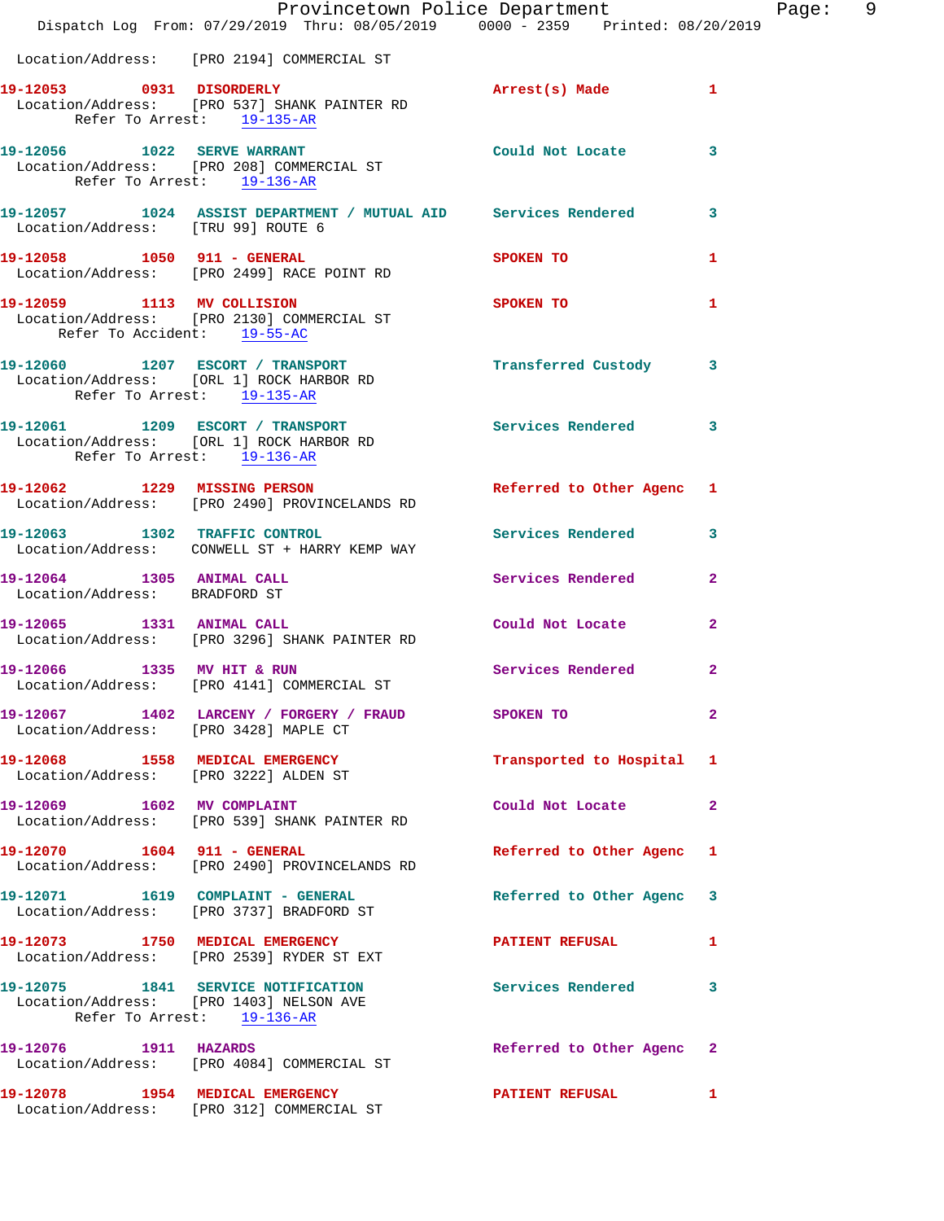Location/Address: [PRO 2194] COMMERCIAL ST

**19-12053 0931 DISORDERLY** — Arrest(s) Made — 1
Location/Address: [PRO 537] SHANK PAINTER RD
Refer To Arrest: 19-135-AR

**19-12056 1022 SERVE WARRANT** — Could Not Locate — 3
Location/Address: [PRO 208] COMMERCIAL ST
Refer To Arrest: 19-136-AR

**19-12057 1024 ASSIST DEPARTMENT / MUTUAL AID** — Services Rendered — 3
Location/Address: [TRU 99] ROUTE 6

**19-12058 1050 911 - GENERAL** — SPOKEN TO — 1
Location/Address: [PRO 2499] RACE POINT RD

**19-12059 1113 MV COLLISION** — SPOKEN TO — 1
Location/Address: [PRO 2130] COMMERCIAL ST
Refer To Accident: 19-55-AC

**19-12060 1207 ESCORT / TRANSPORT** — Transferred Custody — 3
Location/Address: [ORL 1] ROCK HARBOR RD
Refer To Arrest: 19-135-AR

**19-12061 1209 ESCORT / TRANSPORT** — Services Rendered — 3
Location/Address: [ORL 1] ROCK HARBOR RD
Refer To Arrest: 19-136-AR

**19-12062 1229 MISSING PERSON** — Referred to Other Agenc — 1
Location/Address: [PRO 2490] PROVINCELANDS RD

**19-12063 1302 TRAFFIC CONTROL** — Services Rendered — 3
Location/Address: CONWELL ST + HARRY KEMP WAY

**19-12064 1305 ANIMAL CALL** — Services Rendered — 2
Location/Address: BRADFORD ST

**19-12065 1331 ANIMAL CALL** — Could Not Locate — 2
Location/Address: [PRO 3296] SHANK PAINTER RD

**19-12066 1335 MV HIT & RUN** — Services Rendered — 2
Location/Address: [PRO 4141] COMMERCIAL ST

**19-12067 1402 LARCENY / FORGERY / FRAUD** — SPOKEN TO — 2
Location/Address: [PRO 3428] MAPLE CT

**19-12068 1558 MEDICAL EMERGENCY** — Transported to Hospital — 1
Location/Address: [PRO 3222] ALDEN ST

**19-12069 1602 MV COMPLAINT** — Could Not Locate — 2
Location/Address: [PRO 539] SHANK PAINTER RD

**19-12070 1604 911 - GENERAL** — Referred to Other Agenc — 1
Location/Address: [PRO 2490] PROVINCELANDS RD

**19-12071 1619 COMPLAINT - GENERAL** — Referred to Other Agenc — 3
Location/Address: [PRO 3737] BRADFORD ST

**19-12073 1750 MEDICAL EMERGENCY** — PATIENT REFUSAL — 1
Location/Address: [PRO 2539] RYDER ST EXT

**19-12075 1841 SERVICE NOTIFICATION** — Services Rendered — 3
Location/Address: [PRO 1403] NELSON AVE
Refer To Arrest: 19-136-AR

**19-12076 1911 HAZARDS** — Referred to Other Agenc — 2
Location/Address: [PRO 4084] COMMERCIAL ST

**19-12078 1954 MEDICAL EMERGENCY** — PATIENT REFUSAL — 1
Location/Address: [PRO 312] COMMERCIAL ST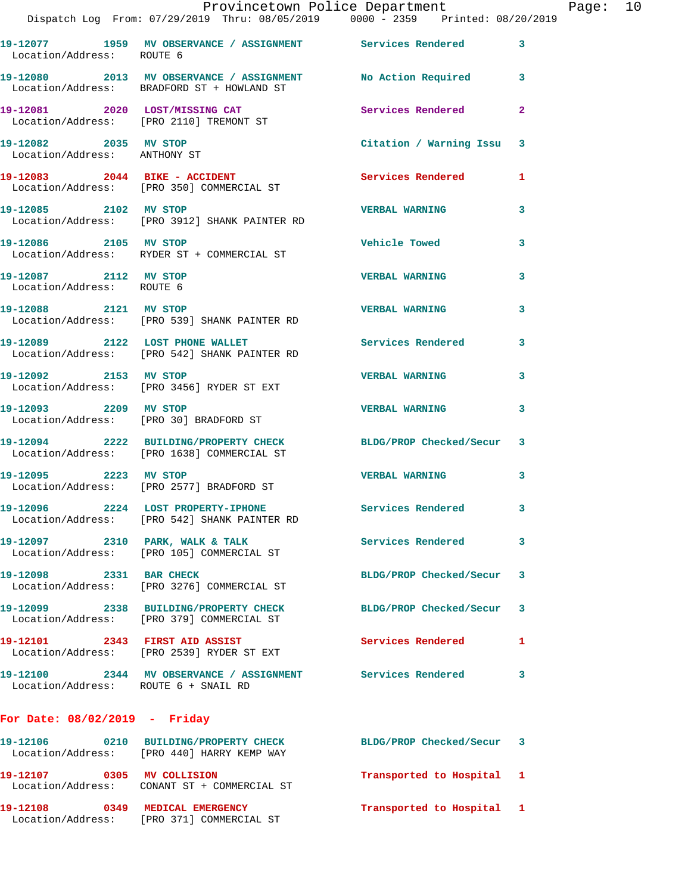19-12077 1959 MV OBSERVANCE / ASSIGNMENT Services Rendered 3
Location/Address: ROUTE 6

19-12080 2013 MV OBSERVANCE / ASSIGNMENT No Action Required 3
Location/Address: BRADFORD ST + HOWLAND ST

19-12081 2020 LOST/MISSING CAT Services Rendered 2
Location/Address: [PRO 2110] TREMONT ST

19-12082 2035 MV STOP Citation / Warning Issu 3
Location/Address: ANTHONY ST

19-12083 2044 BIKE - ACCIDENT Services Rendered 1
Location/Address: [PRO 350] COMMERCIAL ST

19-12085 2102 MV STOP VERBAL WARNING 3
Location/Address: [PRO 3912] SHANK PAINTER RD

19-12086 2105 MV STOP Vehicle Towed 3
Location/Address: RYDER ST + COMMERCIAL ST

19-12087 2112 MV STOP VERBAL WARNING 3
Location/Address: ROUTE 6

19-12088 2121 MV STOP VERBAL WARNING 3
Location/Address: [PRO 539] SHANK PAINTER RD

19-12089 2122 LOST PHONE WALLET Services Rendered 3
Location/Address: [PRO 542] SHANK PAINTER RD

19-12092 2153 MV STOP VERBAL WARNING 3
Location/Address: [PRO 3456] RYDER ST EXT

19-12093 2209 MV STOP VERBAL WARNING 3
Location/Address: [PRO 30] BRADFORD ST

19-12094 2222 BUILDING/PROPERTY CHECK BLDG/PROP Checked/Secur 3
Location/Address: [PRO 1638] COMMERCIAL ST

19-12095 2223 MV STOP VERBAL WARNING 3
Location/Address: [PRO 2577] BRADFORD ST

19-12096 2224 LOST PROPERTY-IPHONE Services Rendered 3
Location/Address: [PRO 542] SHANK PAINTER RD

19-12097 2310 PARK, WALK & TALK Services Rendered 3
Location/Address: [PRO 105] COMMERCIAL ST

19-12098 2331 BAR CHECK BLDG/PROP Checked/Secur 3
Location/Address: [PRO 3276] COMMERCIAL ST

19-12099 2338 BUILDING/PROPERTY CHECK BLDG/PROP Checked/Secur 3
Location/Address: [PRO 379] COMMERCIAL ST

19-12101 2343 FIRST AID ASSIST Services Rendered 1
Location/Address: [PRO 2539] RYDER ST EXT

19-12100 2344 MV OBSERVANCE / ASSIGNMENT Services Rendered 3
Location/Address: ROUTE 6 + SNAIL RD

## For Date: 08/02/2019 - Friday

19-12106 0210 BUILDING/PROPERTY CHECK BLDG/PROP Checked/Secur 3
Location/Address: [PRO 440] HARRY KEMP WAY

19-12107 0305 MV COLLISION Transported to Hospital 1
Location/Address: CONANT ST + COMMERCIAL ST

19-12108 0349 MEDICAL EMERGENCY Transported to Hospital 1
Location/Address: [PRO 371] COMMERCIAL ST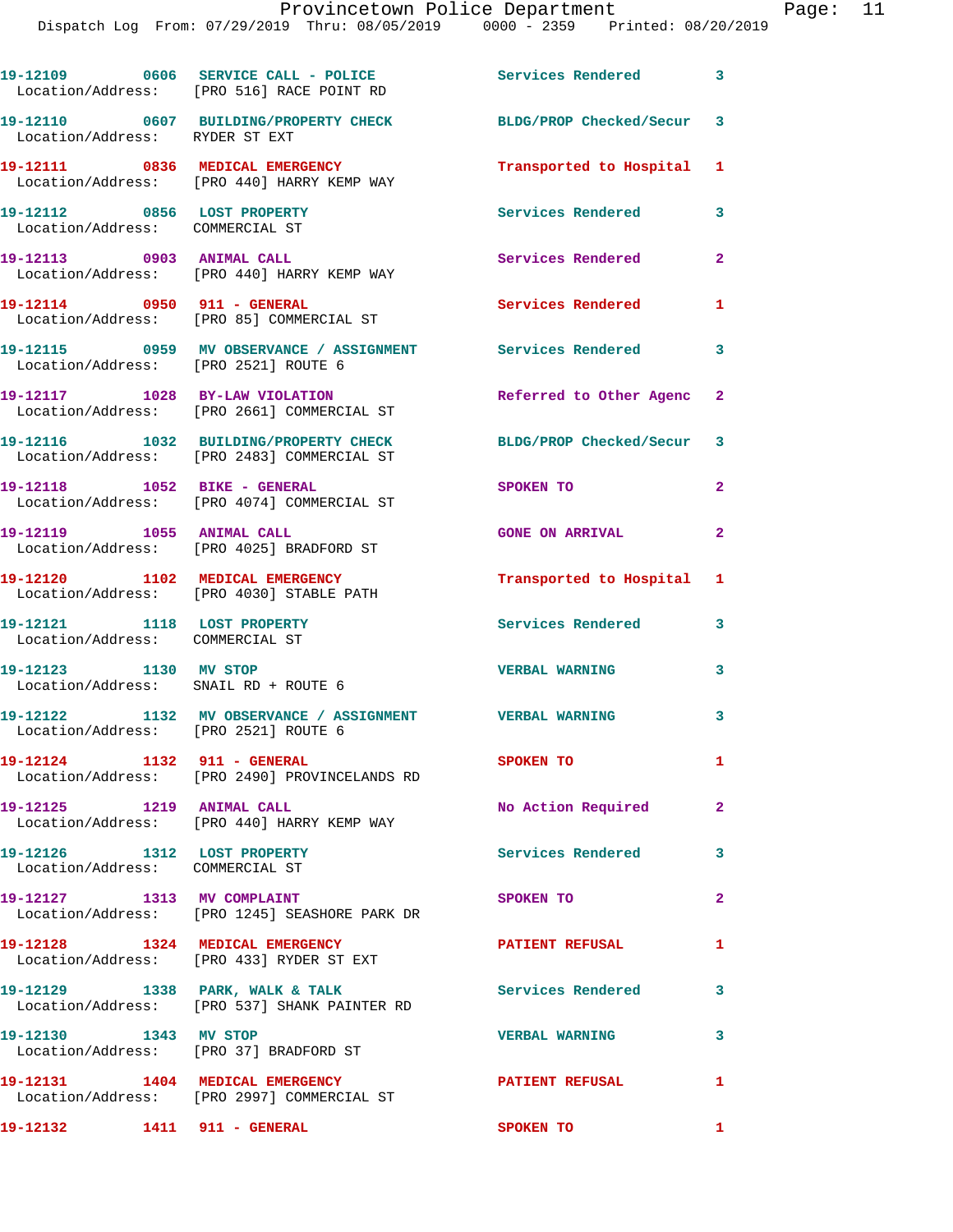19-12109 0606 SERVICE CALL - POLICE Services Rendered 3
Location/Address: [PRO 516] RACE POINT RD

19-12110 0607 BUILDING/PROPERTY CHECK BLDG/PROP Checked/Secur 3
Location/Address: RYDER ST EXT

19-12111 0836 MEDICAL EMERGENCY Transported to Hospital 1
Location/Address: [PRO 440] HARRY KEMP WAY

19-12112 0856 LOST PROPERTY Services Rendered 3
Location/Address: COMMERCIAL ST

19-12113 0903 ANIMAL CALL Services Rendered 2
Location/Address: [PRO 440] HARRY KEMP WAY

19-12114 0950 911 - GENERAL Services Rendered 1
Location/Address: [PRO 85] COMMERCIAL ST

19-12115 0959 MV OBSERVANCE / ASSIGNMENT Services Rendered 3
Location/Address: [PRO 2521] ROUTE 6

19-12117 1028 BY-LAW VIOLATION Referred to Other Agenc 2
Location/Address: [PRO 2661] COMMERCIAL ST

19-12116 1032 BUILDING/PROPERTY CHECK BLDG/PROP Checked/Secur 3
Location/Address: [PRO 2483] COMMERCIAL ST

19-12118 1052 BIKE - GENERAL SPOKEN TO 2
Location/Address: [PRO 4074] COMMERCIAL ST

19-12119 1055 ANIMAL CALL GONE ON ARRIVAL 2
Location/Address: [PRO 4025] BRADFORD ST

19-12120 1102 MEDICAL EMERGENCY Transported to Hospital 1
Location/Address: [PRO 4030] STABLE PATH

19-12121 1118 LOST PROPERTY Services Rendered 3
Location/Address: COMMERCIAL ST

19-12123 1130 MV STOP VERBAL WARNING 3
Location/Address: SNAIL RD + ROUTE 6

19-12122 1132 MV OBSERVANCE / ASSIGNMENT VERBAL WARNING 3
Location/Address: [PRO 2521] ROUTE 6

19-12124 1132 911 - GENERAL SPOKEN TO 1
Location/Address: [PRO 2490] PROVINCELANDS RD

19-12125 1219 ANIMAL CALL No Action Required 2
Location/Address: [PRO 440] HARRY KEMP WAY

19-12126 1312 LOST PROPERTY Services Rendered 3
Location/Address: COMMERCIAL ST

19-12127 1313 MV COMPLAINT SPOKEN TO 2
Location/Address: [PRO 1245] SEASHORE PARK DR

19-12128 1324 MEDICAL EMERGENCY PATIENT REFUSAL 1
Location/Address: [PRO 433] RYDER ST EXT

19-12129 1338 PARK, WALK & TALK Services Rendered 3
Location/Address: [PRO 537] SHANK PAINTER RD

19-12130 1343 MV STOP VERBAL WARNING 3
Location/Address: [PRO 37] BRADFORD ST

19-12131 1404 MEDICAL EMERGENCY PATIENT REFUSAL 1
Location/Address: [PRO 2997] COMMERCIAL ST

19-12132 1411 911 - GENERAL SPOKEN TO 1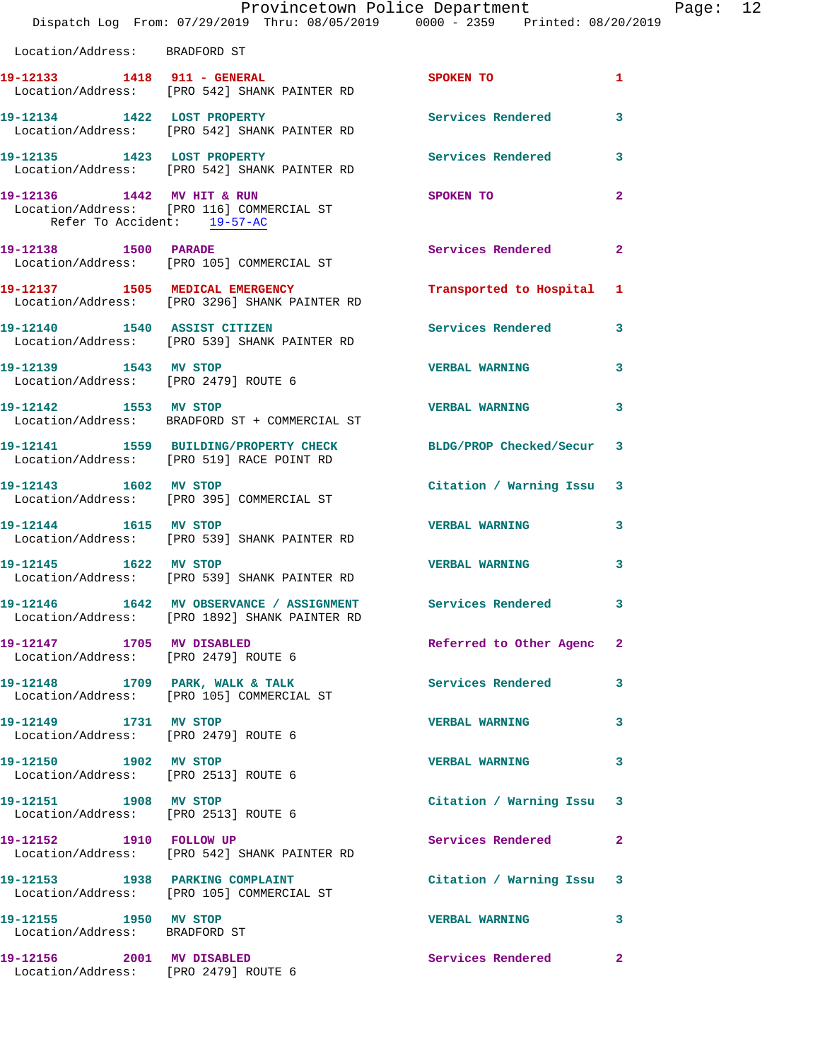Location/Address: BRADFORD ST

| Call # | Time | Call Type | Action | Priority |
|---|---|---|---|---|
| 19-12133 | 1418 | 911 - GENERAL | SPOKEN TO | 1 |
| Location/Address: [PRO 542] SHANK PAINTER RD | | | | |
| 19-12134 | 1422 | LOST PROPERTY | Services Rendered | 3 |
| Location/Address: [PRO 542] SHANK PAINTER RD | | | | |
| 19-12135 | 1423 | LOST PROPERTY | Services Rendered | 3 |
| Location/Address: [PRO 542] SHANK PAINTER RD | | | | |
| 19-12136 | 1442 | MV HIT & RUN | SPOKEN TO | 2 |
| Location/Address: [PRO 116] COMMERCIAL ST; Refer To Accident: 19-57-AC | | | | |
| 19-12138 | 1500 | PARADE | Services Rendered | 2 |
| Location/Address: [PRO 105] COMMERCIAL ST | | | | |
| 19-12137 | 1505 | MEDICAL EMERGENCY | Transported to Hospital | 1 |
| Location/Address: [PRO 3296] SHANK PAINTER RD | | | | |
| 19-12140 | 1540 | ASSIST CITIZEN | Services Rendered | 3 |
| Location/Address: [PRO 539] SHANK PAINTER RD | | | | |
| 19-12139 | 1543 | MV STOP | VERBAL WARNING | 3 |
| Location/Address: [PRO 2479] ROUTE 6 | | | | |
| 19-12142 | 1553 | MV STOP | VERBAL WARNING | 3 |
| Location/Address: BRADFORD ST + COMMERCIAL ST | | | | |
| 19-12141 | 1559 | BUILDING/PROPERTY CHECK | BLDG/PROP Checked/Secur | 3 |
| Location/Address: [PRO 519] RACE POINT RD | | | | |
| 19-12143 | 1602 | MV STOP | Citation / Warning Issu | 3 |
| Location/Address: [PRO 395] COMMERCIAL ST | | | | |
| 19-12144 | 1615 | MV STOP | VERBAL WARNING | 3 |
| Location/Address: [PRO 539] SHANK PAINTER RD | | | | |
| 19-12145 | 1622 | MV STOP | VERBAL WARNING | 3 |
| Location/Address: [PRO 539] SHANK PAINTER RD | | | | |
| 19-12146 | 1642 | MV OBSERVANCE / ASSIGNMENT | Services Rendered | 3 |
| Location/Address: [PRO 1892] SHANK PAINTER RD | | | | |
| 19-12147 | 1705 | MV DISABLED | Referred to Other Agenc | 2 |
| Location/Address: [PRO 2479] ROUTE 6 | | | | |
| 19-12148 | 1709 | PARK, WALK & TALK | Services Rendered | 3 |
| Location/Address: [PRO 105] COMMERCIAL ST | | | | |
| 19-12149 | 1731 | MV STOP | VERBAL WARNING | 3 |
| Location/Address: [PRO 2479] ROUTE 6 | | | | |
| 19-12150 | 1902 | MV STOP | VERBAL WARNING | 3 |
| Location/Address: [PRO 2513] ROUTE 6 | | | | |
| 19-12151 | 1908 | MV STOP | Citation / Warning Issu | 3 |
| Location/Address: [PRO 2513] ROUTE 6 | | | | |
| 19-12152 | 1910 | FOLLOW UP | Services Rendered | 2 |
| Location/Address: [PRO 542] SHANK PAINTER RD | | | | |
| 19-12153 | 1938 | PARKING COMPLAINT | Citation / Warning Issu | 3 |
| Location/Address: [PRO 105] COMMERCIAL ST | | | | |
| 19-12155 | 1950 | MV STOP | VERBAL WARNING | 3 |
| Location/Address: BRADFORD ST | | | | |
| 19-12156 | 2001 | MV DISABLED | Services Rendered | 2 |
| Location/Address: [PRO 2479] ROUTE 6 | | | | |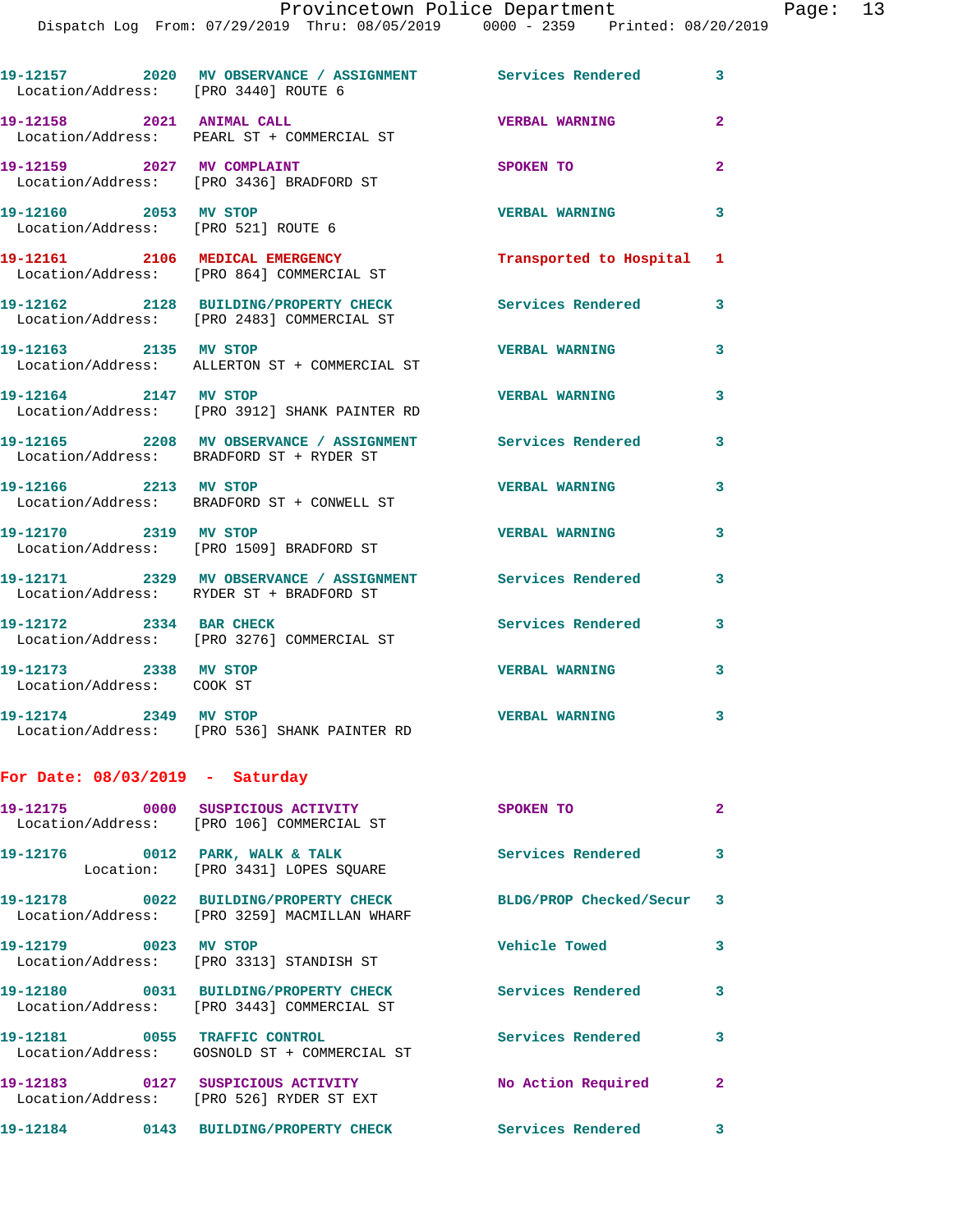19-12157 2020 MV OBSERVANCE / ASSIGNMENT Services Rendered 3
Location/Address: [PRO 3440] ROUTE 6

19-12158 2021 ANIMAL CALL VERBAL WARNING 2
Location/Address: PEARL ST + COMMERCIAL ST

19-12159 2027 MV COMPLAINT SPOKEN TO 2
Location/Address: [PRO 3436] BRADFORD ST

19-12160 2053 MV STOP VERBAL WARNING 3
Location/Address: [PRO 521] ROUTE 6

19-12161 2106 MEDICAL EMERGENCY Transported to Hospital 1
Location/Address: [PRO 864] COMMERCIAL ST

19-12162 2128 BUILDING/PROPERTY CHECK Services Rendered 3
Location/Address: [PRO 2483] COMMERCIAL ST

19-12163 2135 MV STOP VERBAL WARNING 3
Location/Address: ALLERTON ST + COMMERCIAL ST

19-12164 2147 MV STOP VERBAL WARNING 3
Location/Address: [PRO 3912] SHANK PAINTER RD

19-12165 2208 MV OBSERVANCE / ASSIGNMENT Services Rendered 3
Location/Address: BRADFORD ST + RYDER ST

19-12166 2213 MV STOP VERBAL WARNING 3
Location/Address: BRADFORD ST + CONWELL ST

19-12170 2319 MV STOP VERBAL WARNING 3
Location/Address: [PRO 1509] BRADFORD ST

19-12171 2329 MV OBSERVANCE / ASSIGNMENT Services Rendered 3
Location/Address: RYDER ST + BRADFORD ST

19-12172 2334 BAR CHECK Services Rendered 3
Location/Address: [PRO 3276] COMMERCIAL ST

19-12173 2338 MV STOP VERBAL WARNING 3
Location/Address: COOK ST

19-12174 2349 MV STOP VERBAL WARNING 3
Location/Address: [PRO 536] SHANK PAINTER RD

**For Date: 08/03/2019 - Saturday**

19-12175 0000 SUSPICIOUS ACTIVITY SPOKEN TO 2
Location/Address: [PRO 106] COMMERCIAL ST

19-12176 0012 PARK, WALK & TALK Services Rendered 3
Location: [PRO 3431] LOPES SQUARE

19-12178 0022 BUILDING/PROPERTY CHECK BLDG/PROP Checked/Secur 3
Location/Address: [PRO 3259] MACMILLAN WHARF

19-12179 0023 MV STOP Vehicle Towed 3
Location/Address: [PRO 3313] STANDISH ST

19-12180 0031 BUILDING/PROPERTY CHECK Services Rendered 3
Location/Address: [PRO 3443] COMMERCIAL ST

19-12181 0055 TRAFFIC CONTROL Services Rendered 3
Location/Address: GOSNOLD ST + COMMERCIAL ST

19-12183 0127 SUSPICIOUS ACTIVITY No Action Required 2
Location/Address: [PRO 526] RYDER ST EXT

19-12184 0143 BUILDING/PROPERTY CHECK Services Rendered 3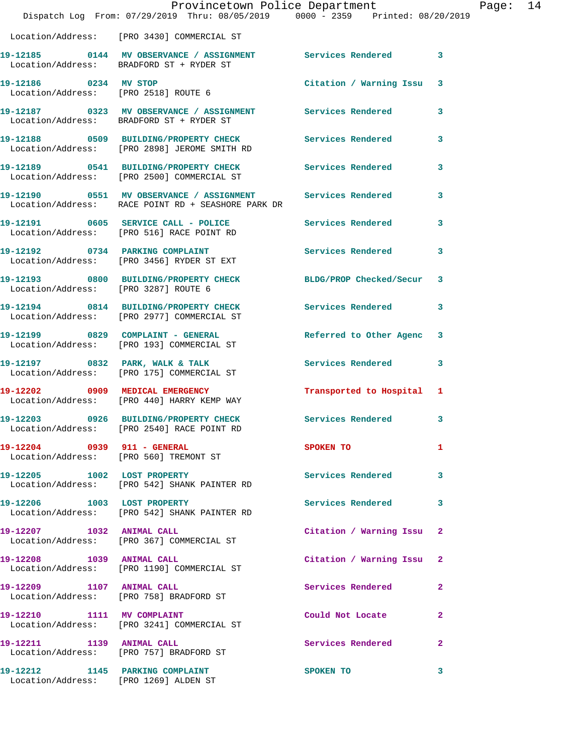Location/Address: [PRO 3430] COMMERCIAL ST

| Call # | Time | Call Type | Action | Priority |
|---|---|---|---|---|
| 19-12185 | 0144 | MV OBSERVANCE / ASSIGNMENT | Services Rendered | 3 |
| Location/Address: | | BRADFORD ST + RYDER ST | | |
| 19-12186 | 0234 | MV STOP | Citation / Warning Issu | 3 |
| Location/Address: | | [PRO 2518] ROUTE 6 | | |
| 19-12187 | 0323 | MV OBSERVANCE / ASSIGNMENT | Services Rendered | 3 |
| Location/Address: | | BRADFORD ST + RYDER ST | | |
| 19-12188 | 0509 | BUILDING/PROPERTY CHECK | Services Rendered | 3 |
| Location/Address: | | [PRO 2898] JEROME SMITH RD | | |
| 19-12189 | 0541 | BUILDING/PROPERTY CHECK | Services Rendered | 3 |
| Location/Address: | | [PRO 2500] COMMERCIAL ST | | |
| 19-12190 | 0551 | MV OBSERVANCE / ASSIGNMENT | Services Rendered | 3 |
| Location/Address: | | RACE POINT RD + SEASHORE PARK DR | | |
| 19-12191 | 0605 | SERVICE CALL - POLICE | Services Rendered | 3 |
| Location/Address: | | [PRO 516] RACE POINT RD | | |
| 19-12192 | 0734 | PARKING COMPLAINT | Services Rendered | 3 |
| Location/Address: | | [PRO 3456] RYDER ST EXT | | |
| 19-12193 | 0800 | BUILDING/PROPERTY CHECK | BLDG/PROP Checked/Secur | 3 |
| Location/Address: | | [PRO 3287] ROUTE 6 | | |
| 19-12194 | 0814 | BUILDING/PROPERTY CHECK | Services Rendered | 3 |
| Location/Address: | | [PRO 2977] COMMERCIAL ST | | |
| 19-12199 | 0829 | COMPLAINT - GENERAL | Referred to Other Agenc | 3 |
| Location/Address: | | [PRO 193] COMMERCIAL ST | | |
| 19-12197 | 0832 | PARK, WALK & TALK | Services Rendered | 3 |
| Location/Address: | | [PRO 175] COMMERCIAL ST | | |
| 19-12202 | 0909 | MEDICAL EMERGENCY | Transported to Hospital | 1 |
| Location/Address: | | [PRO 440] HARRY KEMP WAY | | |
| 19-12203 | 0926 | BUILDING/PROPERTY CHECK | Services Rendered | 3 |
| Location/Address: | | [PRO 2540] RACE POINT RD | | |
| 19-12204 | 0939 | 911 - GENERAL | SPOKEN TO | 1 |
| Location/Address: | | [PRO 560] TREMONT ST | | |
| 19-12205 | 1002 | LOST PROPERTY | Services Rendered | 3 |
| Location/Address: | | [PRO 542] SHANK PAINTER RD | | |
| 19-12206 | 1003 | LOST PROPERTY | Services Rendered | 3 |
| Location/Address: | | [PRO 542] SHANK PAINTER RD | | |
| 19-12207 | 1032 | ANIMAL CALL | Citation / Warning Issu | 2 |
| Location/Address: | | [PRO 367] COMMERCIAL ST | | |
| 19-12208 | 1039 | ANIMAL CALL | Citation / Warning Issu | 2 |
| Location/Address: | | [PRO 1190] COMMERCIAL ST | | |
| 19-12209 | 1107 | ANIMAL CALL | Services Rendered | 2 |
| Location/Address: | | [PRO 758] BRADFORD ST | | |
| 19-12210 | 1111 | MV COMPLAINT | Could Not Locate | 2 |
| Location/Address: | | [PRO 3241] COMMERCIAL ST | | |
| 19-12211 | 1139 | ANIMAL CALL | Services Rendered | 2 |
| Location/Address: | | [PRO 757] BRADFORD ST | | |
| 19-12212 | 1145 | PARKING COMPLAINT | SPOKEN TO | 3 |
| Location/Address: | | [PRO 1269] ALDEN ST | | |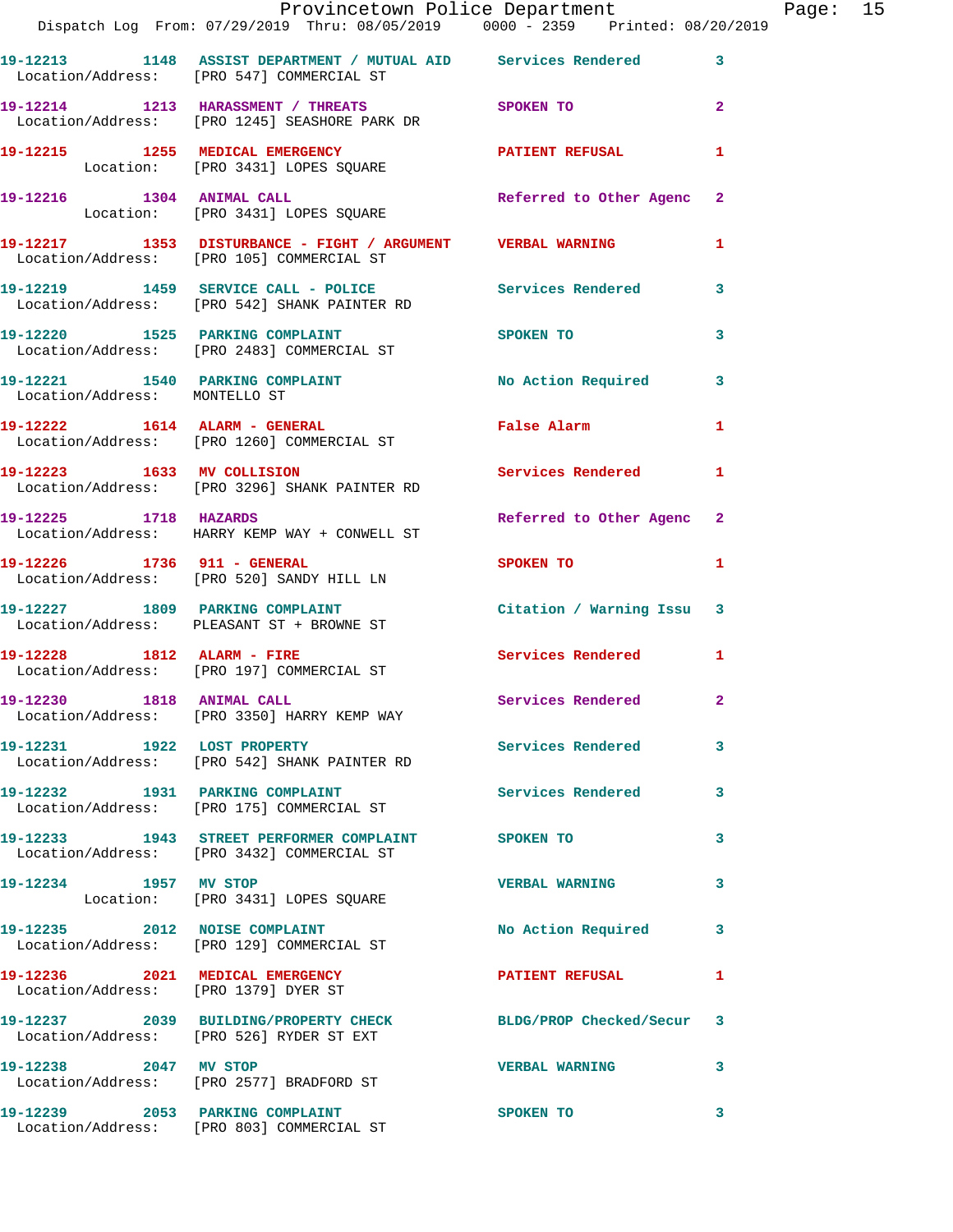19-12213 1148 ASSIST DEPARTMENT / MUTUAL AID Services Rendered 3
Location/Address: [PRO 547] COMMERCIAL ST

19-12214 1213 HARASSMENT / THREATS SPOKEN TO 2
Location/Address: [PRO 1245] SEASHORE PARK DR

19-12215 1255 MEDICAL EMERGENCY PATIENT REFUSAL 1
Location: [PRO 3431] LOPES SQUARE

19-12216 1304 ANIMAL CALL Referred to Other Agenc 2
Location: [PRO 3431] LOPES SQUARE

19-12217 1353 DISTURBANCE - FIGHT / ARGUMENT VERBAL WARNING 1
Location/Address: [PRO 105] COMMERCIAL ST

19-12219 1459 SERVICE CALL - POLICE Services Rendered 3
Location/Address: [PRO 542] SHANK PAINTER RD

19-12220 1525 PARKING COMPLAINT SPOKEN TO 3
Location/Address: [PRO 2483] COMMERCIAL ST

19-12221 1540 PARKING COMPLAINT No Action Required 3
Location/Address: MONTELLO ST

19-12222 1614 ALARM - GENERAL False Alarm 1
Location/Address: [PRO 1260] COMMERCIAL ST

19-12223 1633 MV COLLISION Services Rendered 1
Location/Address: [PRO 3296] SHANK PAINTER RD

19-12225 1718 HAZARDS Referred to Other Agenc 2
Location/Address: HARRY KEMP WAY + CONWELL ST

19-12226 1736 911 - GENERAL SPOKEN TO 1
Location/Address: [PRO 520] SANDY HILL LN

19-12227 1809 PARKING COMPLAINT Citation / Warning Issu 3
Location/Address: PLEASANT ST + BROWNE ST

19-12228 1812 ALARM - FIRE Services Rendered 1
Location/Address: [PRO 197] COMMERCIAL ST

19-12230 1818 ANIMAL CALL Services Rendered 2
Location/Address: [PRO 3350] HARRY KEMP WAY

19-12231 1922 LOST PROPERTY Services Rendered 3
Location/Address: [PRO 542] SHANK PAINTER RD

19-12232 1931 PARKING COMPLAINT Services Rendered 3
Location/Address: [PRO 175] COMMERCIAL ST

19-12233 1943 STREET PERFORMER COMPLAINT SPOKEN TO 3
Location/Address: [PRO 3432] COMMERCIAL ST

19-12234 1957 MV STOP VERBAL WARNING 3
Location: [PRO 3431] LOPES SQUARE

19-12235 2012 NOISE COMPLAINT No Action Required 3
Location/Address: [PRO 129] COMMERCIAL ST

19-12236 2021 MEDICAL EMERGENCY PATIENT REFUSAL 1
Location/Address: [PRO 1379] DYER ST

19-12237 2039 BUILDING/PROPERTY CHECK BLDG/PROP Checked/Secur 3
Location/Address: [PRO 526] RYDER ST EXT

19-12238 2047 MV STOP VERBAL WARNING 3
Location/Address: [PRO 2577] BRADFORD ST

19-12239 2053 PARKING COMPLAINT SPOKEN TO 3
Location/Address: [PRO 803] COMMERCIAL ST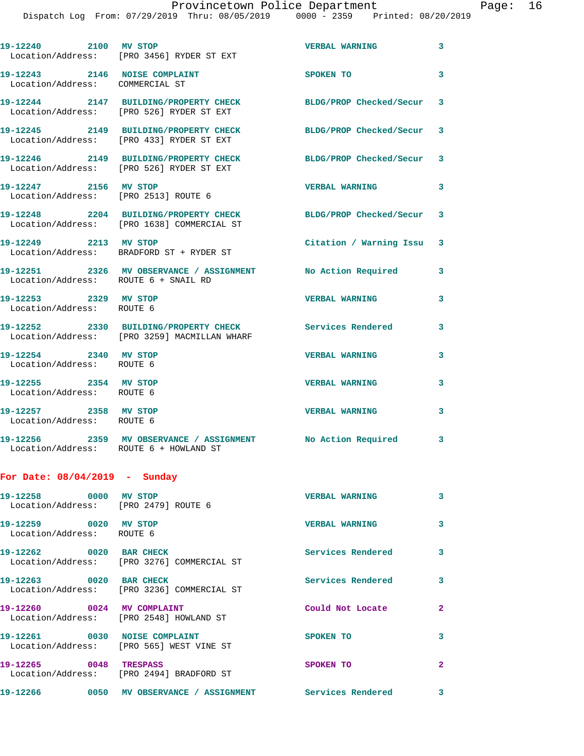19-12240 2100 MV STOP VERBAL WARNING 3
Location/Address: [PRO 3456] RYDER ST EXT

19-12243 2146 NOISE COMPLAINT SPOKEN TO 3
Location/Address: COMMERCIAL ST

19-12244 2147 BUILDING/PROPERTY CHECK BLDG/PROP Checked/Secur 3
Location/Address: [PRO 526] RYDER ST EXT

19-12245 2149 BUILDING/PROPERTY CHECK BLDG/PROP Checked/Secur 3
Location/Address: [PRO 433] RYDER ST EXT

19-12246 2149 BUILDING/PROPERTY CHECK BLDG/PROP Checked/Secur 3
Location/Address: [PRO 526] RYDER ST EXT

19-12247 2156 MV STOP VERBAL WARNING 3
Location/Address: [PRO 2513] ROUTE 6

19-12248 2204 BUILDING/PROPERTY CHECK BLDG/PROP Checked/Secur 3
Location/Address: [PRO 1638] COMMERCIAL ST

19-12249 2213 MV STOP Citation / Warning Issu 3
Location/Address: BRADFORD ST + RYDER ST

19-12251 2326 MV OBSERVANCE / ASSIGNMENT No Action Required 3
Location/Address: ROUTE 6 + SNAIL RD

19-12253 2329 MV STOP VERBAL WARNING 3
Location/Address: ROUTE 6

19-12252 2330 BUILDING/PROPERTY CHECK Services Rendered 3
Location/Address: [PRO 3259] MACMILLAN WHARF

19-12254 2340 MV STOP VERBAL WARNING 3
Location/Address: ROUTE 6

19-12255 2354 MV STOP VERBAL WARNING 3
Location/Address: ROUTE 6

19-12257 2358 MV STOP VERBAL WARNING 3
Location/Address: ROUTE 6

19-12256 2359 MV OBSERVANCE / ASSIGNMENT No Action Required 3
Location/Address: ROUTE 6 + HOWLAND ST

**For Date: 08/04/2019 - Sunday**

19-12258 0000 MV STOP VERBAL WARNING 3
Location/Address: [PRO 2479] ROUTE 6

19-12259 0020 MV STOP VERBAL WARNING 3
Location/Address: ROUTE 6

19-12262 0020 BAR CHECK Services Rendered 3
Location/Address: [PRO 3276] COMMERCIAL ST

19-12263 0020 BAR CHECK Services Rendered 3
Location/Address: [PRO 3236] COMMERCIAL ST

19-12260 0024 MV COMPLAINT Could Not Locate 2
Location/Address: [PRO 2548] HOWLAND ST

19-12261 0030 NOISE COMPLAINT SPOKEN TO 3
Location/Address: [PRO 565] WEST VINE ST

19-12265 0048 TRESPASS SPOKEN TO 2
Location/Address: [PRO 2494] BRADFORD ST

19-12266 0050 MV OBSERVANCE / ASSIGNMENT Services Rendered 3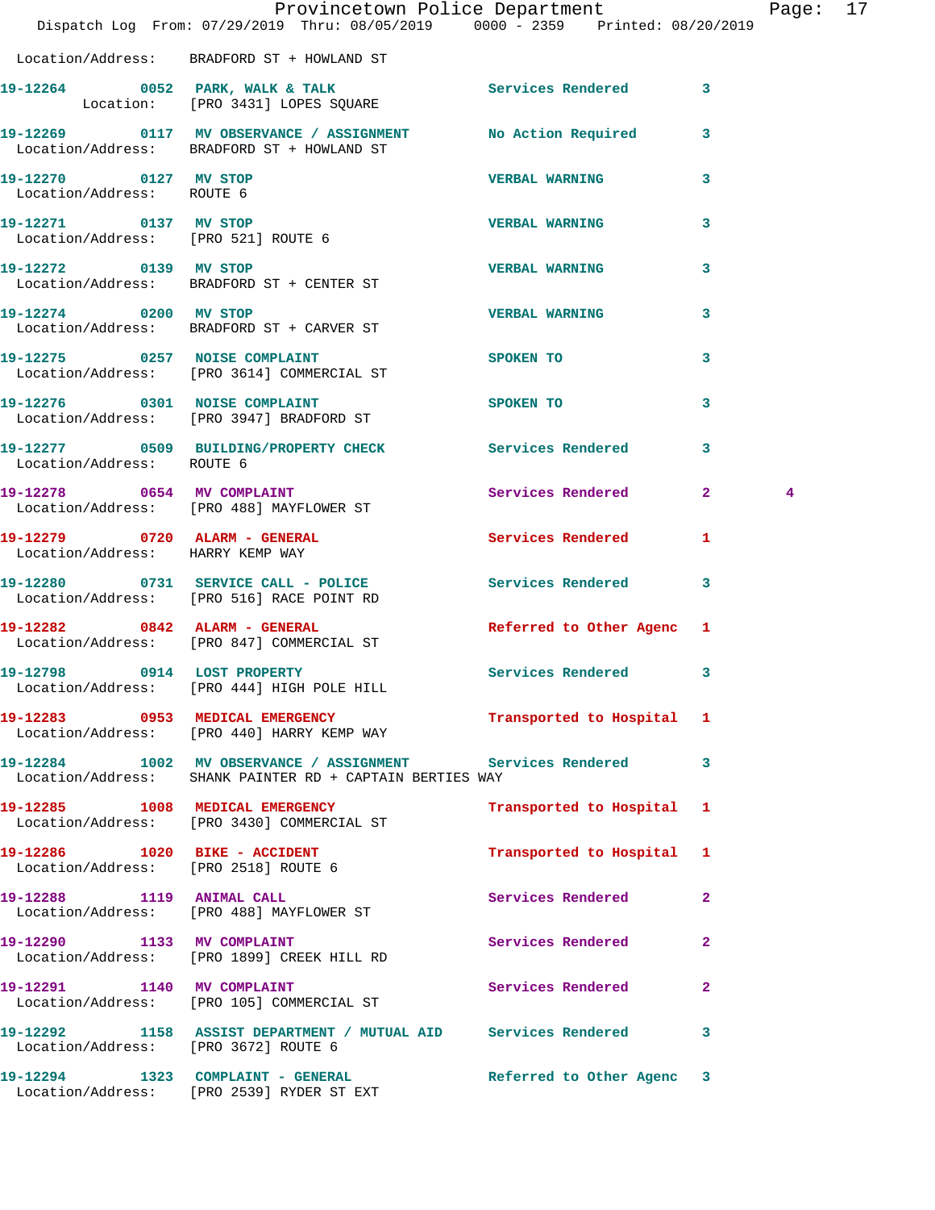Location/Address: BRADFORD ST + HOWLAND ST

| | | | | | |
|---|---|---|---|---|---|
| 19-12264 | 0052 | PARK, WALK & TALK | Services Rendered | 3 | |
| Location: [PRO 3431] LOPES SQUARE | | | | | |
| 19-12269 | 0117 | MV OBSERVANCE / ASSIGNMENT | No Action Required | 3 | |
| Location/Address: BRADFORD ST + HOWLAND ST | | | | | |
| 19-12270 | 0127 | MV STOP | VERBAL WARNING | 3 | |
| Location/Address: ROUTE 6 | | | | | |
| 19-12271 | 0137 | MV STOP | VERBAL WARNING | 3 | |
| Location/Address: [PRO 521] ROUTE 6 | | | | | |
| 19-12272 | 0139 | MV STOP | VERBAL WARNING | 3 | |
| Location/Address: BRADFORD ST + CENTER ST | | | | | |
| 19-12274 | 0200 | MV STOP | VERBAL WARNING | 3 | |
| Location/Address: BRADFORD ST + CARVER ST | | | | | |
| 19-12275 | 0257 | NOISE COMPLAINT | SPOKEN TO | 3 | |
| Location/Address: [PRO 3614] COMMERCIAL ST | | | | | |
| 19-12276 | 0301 | NOISE COMPLAINT | SPOKEN TO | 3 | |
| Location/Address: [PRO 3947] BRADFORD ST | | | | | |
| 19-12277 | 0509 | BUILDING/PROPERTY CHECK | Services Rendered | 3 | |
| Location/Address: ROUTE 6 | | | | | |
| 19-12278 | 0654 | MV COMPLAINT | Services Rendered | 2 | 4 |
| Location/Address: [PRO 488] MAYFLOWER ST | | | | | |
| 19-12279 | 0720 | ALARM - GENERAL | Services Rendered | 1 | |
| Location/Address: HARRY KEMP WAY | | | | | |
| 19-12280 | 0731 | SERVICE CALL - POLICE | Services Rendered | 3 | |
| Location/Address: [PRO 516] RACE POINT RD | | | | | |
| 19-12282 | 0842 | ALARM - GENERAL | Referred to Other Agenc | 1 | |
| Location/Address: [PRO 847] COMMERCIAL ST | | | | | |
| 19-12798 | 0914 | LOST PROPERTY | Services Rendered | 3 | |
| Location/Address: [PRO 444] HIGH POLE HILL | | | | | |
| 19-12283 | 0953 | MEDICAL EMERGENCY | Transported to Hospital | 1 | |
| Location/Address: [PRO 440] HARRY KEMP WAY | | | | | |
| 19-12284 | 1002 | MV OBSERVANCE / ASSIGNMENT | Services Rendered | 3 | |
| Location/Address: SHANK PAINTER RD + CAPTAIN BERTIES WAY | | | | | |
| 19-12285 | 1008 | MEDICAL EMERGENCY | Transported to Hospital | 1 | |
| Location/Address: [PRO 3430] COMMERCIAL ST | | | | | |
| 19-12286 | 1020 | BIKE - ACCIDENT | Transported to Hospital | 1 | |
| Location/Address: [PRO 2518] ROUTE 6 | | | | | |
| 19-12288 | 1119 | ANIMAL CALL | Services Rendered | 2 | |
| Location/Address: [PRO 488] MAYFLOWER ST | | | | | |
| 19-12290 | 1133 | MV COMPLAINT | Services Rendered | 2 | |
| Location/Address: [PRO 1899] CREEK HILL RD | | | | | |
| 19-12291 | 1140 | MV COMPLAINT | Services Rendered | 2 | |
| Location/Address: [PRO 105] COMMERCIAL ST | | | | | |
| 19-12292 | 1158 | ASSIST DEPARTMENT / MUTUAL AID | Services Rendered | 3 | |
| Location/Address: [PRO 3672] ROUTE 6 | | | | | |
| 19-12294 | 1323 | COMPLAINT - GENERAL | Referred to Other Agenc | 3 | |
| Location/Address: [PRO 2539] RYDER ST EXT | | | | | |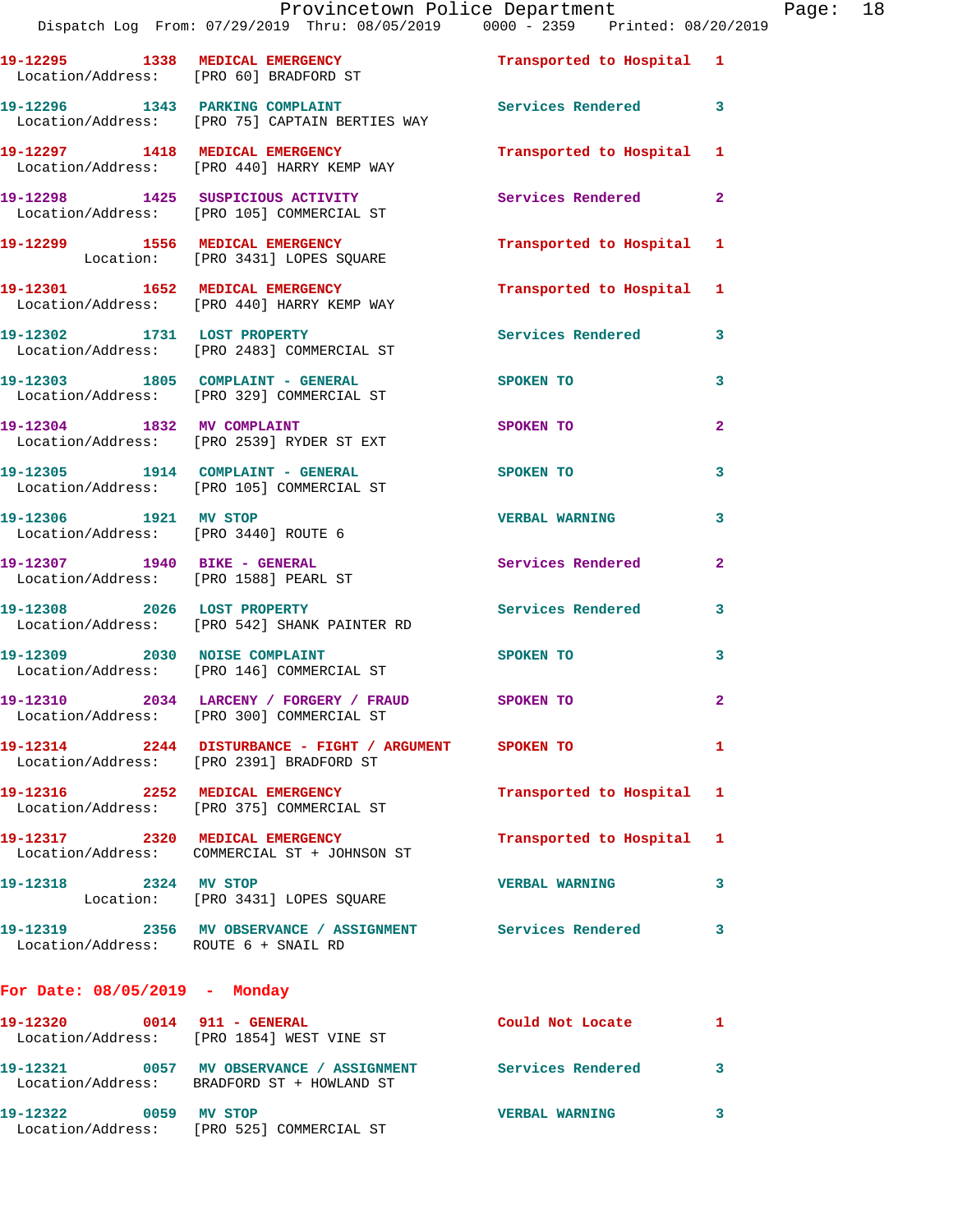19-12295 1338 MEDICAL EMERGENCY Transported to Hospital 1
Location/Address: [PRO 60] BRADFORD ST

19-12296 1343 PARKING COMPLAINT Services Rendered 3
Location/Address: [PRO 75] CAPTAIN BERTIES WAY

19-12297 1418 MEDICAL EMERGENCY Transported to Hospital 1
Location/Address: [PRO 440] HARRY KEMP WAY

19-12298 1425 SUSPICIOUS ACTIVITY Services Rendered 2
Location/Address: [PRO 105] COMMERCIAL ST

19-12299 1556 MEDICAL EMERGENCY Transported to Hospital 1
Location: [PRO 3431] LOPES SQUARE

19-12301 1652 MEDICAL EMERGENCY Transported to Hospital 1
Location/Address: [PRO 440] HARRY KEMP WAY

19-12302 1731 LOST PROPERTY Services Rendered 3
Location/Address: [PRO 2483] COMMERCIAL ST

19-12303 1805 COMPLAINT - GENERAL SPOKEN TO 3
Location/Address: [PRO 329] COMMERCIAL ST

19-12304 1832 MV COMPLAINT SPOKEN TO 2
Location/Address: [PRO 2539] RYDER ST EXT

19-12305 1914 COMPLAINT - GENERAL SPOKEN TO 3
Location/Address: [PRO 105] COMMERCIAL ST

19-12306 1921 MV STOP VERBAL WARNING 3
Location/Address: [PRO 3440] ROUTE 6

19-12307 1940 BIKE - GENERAL Services Rendered 2
Location/Address: [PRO 1588] PEARL ST

19-12308 2026 LOST PROPERTY Services Rendered 3
Location/Address: [PRO 542] SHANK PAINTER RD

19-12309 2030 NOISE COMPLAINT SPOKEN TO 3
Location/Address: [PRO 146] COMMERCIAL ST

19-12310 2034 LARCENY / FORGERY / FRAUD SPOKEN TO 2
Location/Address: [PRO 300] COMMERCIAL ST

19-12314 2244 DISTURBANCE - FIGHT / ARGUMENT SPOKEN TO 1
Location/Address: [PRO 2391] BRADFORD ST

19-12316 2252 MEDICAL EMERGENCY Transported to Hospital 1
Location/Address: [PRO 375] COMMERCIAL ST

19-12317 2320 MEDICAL EMERGENCY Transported to Hospital 1
Location/Address: COMMERCIAL ST + JOHNSON ST

19-12318 2324 MV STOP VERBAL WARNING 3
Location: [PRO 3431] LOPES SQUARE

19-12319 2356 MV OBSERVANCE / ASSIGNMENT Services Rendered 3
Location/Address: ROUTE 6 + SNAIL RD

## For Date: 08/05/2019 - Monday

19-12320 0014 911 - GENERAL Could Not Locate 1
Location/Address: [PRO 1854] WEST VINE ST

19-12321 0057 MV OBSERVANCE / ASSIGNMENT Services Rendered 3
Location/Address: BRADFORD ST + HOWLAND ST

19-12322 0059 MV STOP VERBAL WARNING 3
Location/Address: [PRO 525] COMMERCIAL ST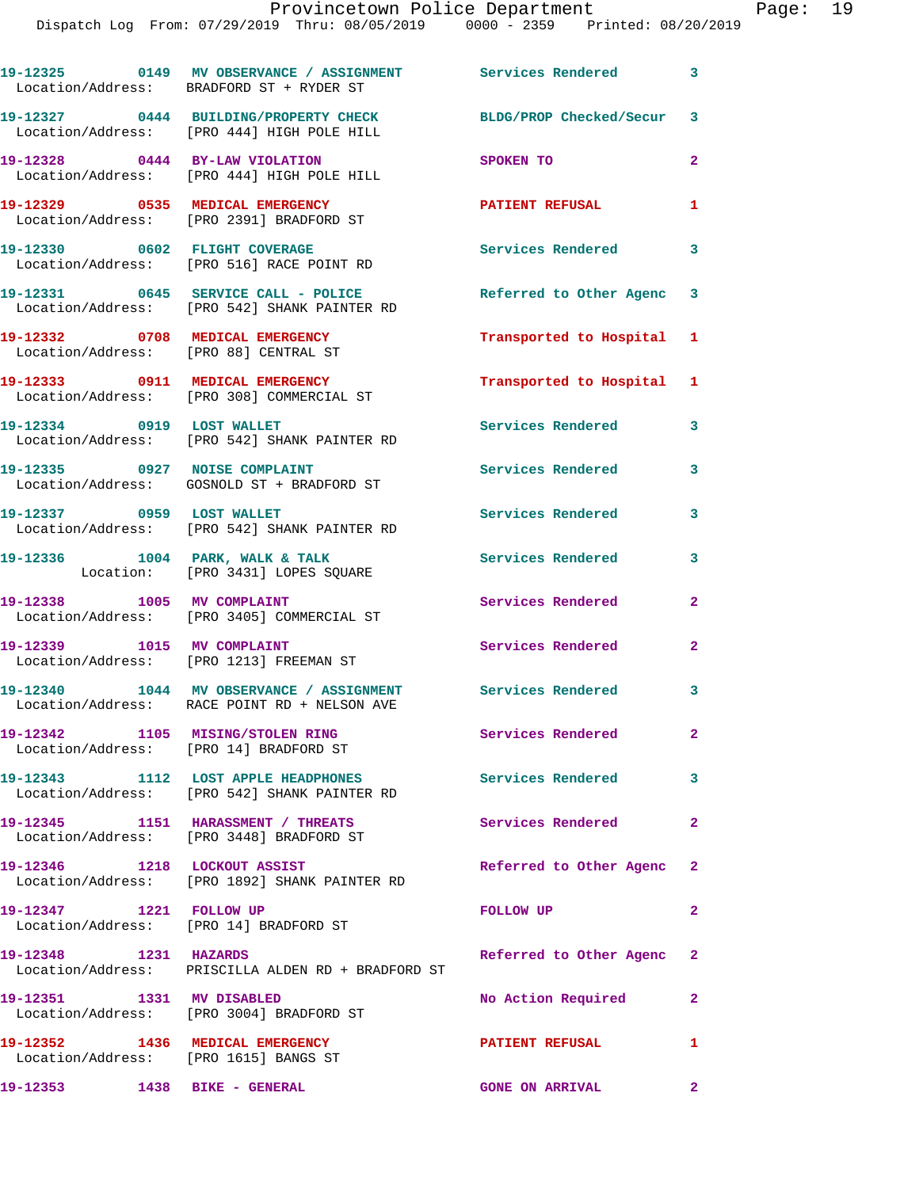| Call Number | Time | Call Reason | Action | Priority |
|---|---|---|---|---|
| 19-12325 | 0149 | MV OBSERVANCE / ASSIGNMENT | Services Rendered | 3 |
| Location/Address: BRADFORD ST + RYDER ST | | | | |
| 19-12327 | 0444 | BUILDING/PROPERTY CHECK | BLDG/PROP Checked/Secur | 3 |
| Location/Address: [PRO 444] HIGH POLE HILL | | | | |
| 19-12328 | 0444 | BY-LAW VIOLATION | SPOKEN TO | 2 |
| Location/Address: [PRO 444] HIGH POLE HILL | | | | |
| 19-12329 | 0535 | MEDICAL EMERGENCY | PATIENT REFUSAL | 1 |
| Location/Address: [PRO 2391] BRADFORD ST | | | | |
| 19-12330 | 0602 | FLIGHT COVERAGE | Services Rendered | 3 |
| Location/Address: [PRO 516] RACE POINT RD | | | | |
| 19-12331 | 0645 | SERVICE CALL - POLICE | Referred to Other Agenc | 3 |
| Location/Address: [PRO 542] SHANK PAINTER RD | | | | |
| 19-12332 | 0708 | MEDICAL EMERGENCY | Transported to Hospital | 1 |
| Location/Address: [PRO 88] CENTRAL ST | | | | |
| 19-12333 | 0911 | MEDICAL EMERGENCY | Transported to Hospital | 1 |
| Location/Address: [PRO 308] COMMERCIAL ST | | | | |
| 19-12334 | 0919 | LOST WALLET | Services Rendered | 3 |
| Location/Address: [PRO 542] SHANK PAINTER RD | | | | |
| 19-12335 | 0927 | NOISE COMPLAINT | Services Rendered | 3 |
| Location/Address: GOSNOLD ST + BRADFORD ST | | | | |
| 19-12337 | 0959 | LOST WALLET | Services Rendered | 3 |
| Location/Address: [PRO 542] SHANK PAINTER RD | | | | |
| 19-12336 | 1004 | PARK, WALK & TALK | Services Rendered | 3 |
| Location: [PRO 3431] LOPES SQUARE | | | | |
| 19-12338 | 1005 | MV COMPLAINT | Services Rendered | 2 |
| Location/Address: [PRO 3405] COMMERCIAL ST | | | | |
| 19-12339 | 1015 | MV COMPLAINT | Services Rendered | 2 |
| Location/Address: [PRO 1213] FREEMAN ST | | | | |
| 19-12340 | 1044 | MV OBSERVANCE / ASSIGNMENT | Services Rendered | 3 |
| Location/Address: RACE POINT RD + NELSON AVE | | | | |
| 19-12342 | 1105 | MISING/STOLEN RING | Services Rendered | 2 |
| Location/Address: [PRO 14] BRADFORD ST | | | | |
| 19-12343 | 1112 | LOST APPLE HEADPHONES | Services Rendered | 3 |
| Location/Address: [PRO 542] SHANK PAINTER RD | | | | |
| 19-12345 | 1151 | HARASSMENT / THREATS | Services Rendered | 2 |
| Location/Address: [PRO 3448] BRADFORD ST | | | | |
| 19-12346 | 1218 | LOCKOUT ASSIST | Referred to Other Agenc | 2 |
| Location/Address: [PRO 1892] SHANK PAINTER RD | | | | |
| 19-12347 | 1221 | FOLLOW UP | FOLLOW UP | 2 |
| Location/Address: [PRO 14] BRADFORD ST | | | | |
| 19-12348 | 1231 | HAZARDS | Referred to Other Agenc | 2 |
| Location/Address: PRISCILLA ALDEN RD + BRADFORD ST | | | | |
| 19-12351 | 1331 | MV DISABLED | No Action Required | 2 |
| Location/Address: [PRO 3004] BRADFORD ST | | | | |
| 19-12352 | 1436 | MEDICAL EMERGENCY | PATIENT REFUSAL | 1 |
| Location/Address: [PRO 1615] BANGS ST | | | | |
| 19-12353 | 1438 | BIKE - GENERAL | GONE ON ARRIVAL | 2 |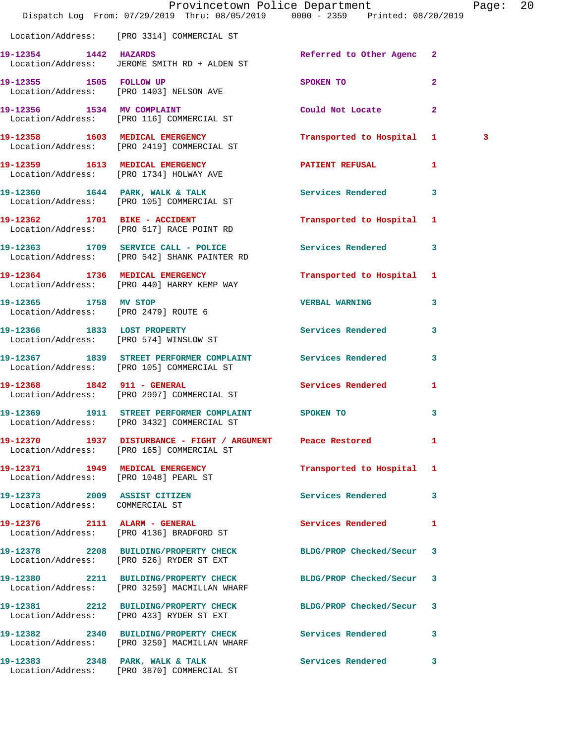Location/Address: [PRO 3314] COMMERCIAL ST

| | | | | | |
|---|---|---|---|---|---|
| 19-12354 | 1442 | HAZARDS | Referred to Other Agenc | 2 | |
| Location/Address: JEROME SMITH RD + ALDEN ST | | | | | |
| 19-12355 | 1505 | FOLLOW UP | SPOKEN TO | 2 | |
| Location/Address: [PRO 1403] NELSON AVE | | | | | |
| 19-12356 | 1534 | MV COMPLAINT | Could Not Locate | 2 | |
| Location/Address: [PRO 116] COMMERCIAL ST | | | | | |
| 19-12358 | 1603 | MEDICAL EMERGENCY | Transported to Hospital | 1 | 3 |
| Location/Address: [PRO 2419] COMMERCIAL ST | | | | | |
| 19-12359 | 1613 | MEDICAL EMERGENCY | PATIENT REFUSAL | 1 | |
| Location/Address: [PRO 1734] HOLWAY AVE | | | | | |
| 19-12360 | 1644 | PARK, WALK & TALK | Services Rendered | 3 | |
| Location/Address: [PRO 105] COMMERCIAL ST | | | | | |
| 19-12362 | 1701 | BIKE - ACCIDENT | Transported to Hospital | 1 | |
| Location/Address: [PRO 517] RACE POINT RD | | | | | |
| 19-12363 | 1709 | SERVICE CALL - POLICE | Services Rendered | 3 | |
| Location/Address: [PRO 542] SHANK PAINTER RD | | | | | |
| 19-12364 | 1736 | MEDICAL EMERGENCY | Transported to Hospital | 1 | |
| Location/Address: [PRO 440] HARRY KEMP WAY | | | | | |
| 19-12365 | 1758 | MV STOP | VERBAL WARNING | 3 | |
| Location/Address: [PRO 2479] ROUTE 6 | | | | | |
| 19-12366 | 1833 | LOST PROPERTY | Services Rendered | 3 | |
| Location/Address: [PRO 574] WINSLOW ST | | | | | |
| 19-12367 | 1839 | STREET PERFORMER COMPLAINT | Services Rendered | 3 | |
| Location/Address: [PRO 105] COMMERCIAL ST | | | | | |
| 19-12368 | 1842 | 911 - GENERAL | Services Rendered | 1 | |
| Location/Address: [PRO 2997] COMMERCIAL ST | | | | | |
| 19-12369 | 1911 | STREET PERFORMER COMPLAINT | SPOKEN TO | 3 | |
| Location/Address: [PRO 3432] COMMERCIAL ST | | | | | |
| 19-12370 | 1937 | DISTURBANCE - FIGHT / ARGUMENT | Peace Restored | 1 | |
| Location/Address: [PRO 165] COMMERCIAL ST | | | | | |
| 19-12371 | 1949 | MEDICAL EMERGENCY | Transported to Hospital | 1 | |
| Location/Address: [PRO 1048] PEARL ST | | | | | |
| 19-12373 | 2009 | ASSIST CITIZEN | Services Rendered | 3 | |
| Location/Address: COMMERCIAL ST | | | | | |
| 19-12376 | 2111 | ALARM - GENERAL | Services Rendered | 1 | |
| Location/Address: [PRO 4136] BRADFORD ST | | | | | |
| 19-12378 | 2208 | BUILDING/PROPERTY CHECK | BLDG/PROP Checked/Secur | 3 | |
| Location/Address: [PRO 526] RYDER ST EXT | | | | | |
| 19-12380 | 2211 | BUILDING/PROPERTY CHECK | BLDG/PROP Checked/Secur | 3 | |
| Location/Address: [PRO 3259] MACMILLAN WHARF | | | | | |
| 19-12381 | 2212 | BUILDING/PROPERTY CHECK | BLDG/PROP Checked/Secur | 3 | |
| Location/Address: [PRO 433] RYDER ST EXT | | | | | |
| 19-12382 | 2340 | BUILDING/PROPERTY CHECK | Services Rendered | 3 | |
| Location/Address: [PRO 3259] MACMILLAN WHARF | | | | | |
| 19-12383 | 2348 | PARK, WALK & TALK | Services Rendered | 3 | |
| Location/Address: [PRO 3870] COMMERCIAL ST | | | | | |